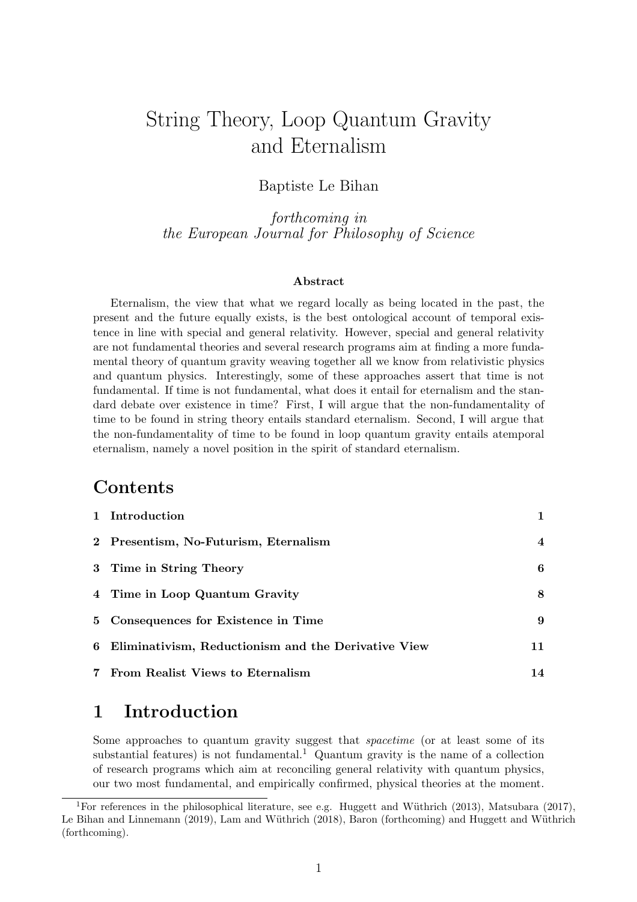# String Theory, Loop Quantum Gravity and Eternalism

Baptiste Le Bihan

*forthcoming in*
*the European Journal for Philosophy of Science*

### Abstract

Eternalism, the view that what we regard locally as being located in the past, the present and the future equally exists, is the best ontological account of temporal existence in line with special and general relativity. However, special and general relativity are not fundamental theories and several research programs aim at finding a more fundamental theory of quantum gravity weaving together all we know from relativistic physics and quantum physics. Interestingly, some of these approaches assert that time is not fundamental. If time is not fundamental, what does it entail for eternalism and the standard debate over existence in time? First, I will argue that the non-fundamentality of time to be found in string theory entails standard eternalism. Second, I will argue that the non-fundamentality of time to be found in loop quantum gravity entails atemporal eternalism, namely a novel position in the spirit of standard eternalism.

## Contents

| | | |
|---|---|---|
| **1** | **Introduction** | **1** |
| **2** | **Presentism, No-Futurism, Eternalism** | **4** |
| **3** | **Time in String Theory** | **6** |
| **4** | **Time in Loop Quantum Gravity** | **8** |
| **5** | **Consequences for Existence in Time** | **9** |
| **6** | **Eliminativism, Reductionism and the Derivative View** | **11** |
| **7** | **From Realist Views to Eternalism** | **14** |

## 1 Introduction

Some approaches to quantum gravity suggest that *spacetime* (or at least some of its substantial features) is not fundamental.[1] Quantum gravity is the name of a collection of research programs which aim at reconciling general relativity with quantum physics, our two most fundamental, and empirically confirmed, physical theories at the moment.

[1] For references in the philosophical literature, see e.g. Huggett and Wüthrich (2013), Matsubara (2017), Le Bihan and Linnemann (2019), Lam and Wüthrich (2018), Baron (forthcoming) and Huggett and Wüthrich (forthcoming).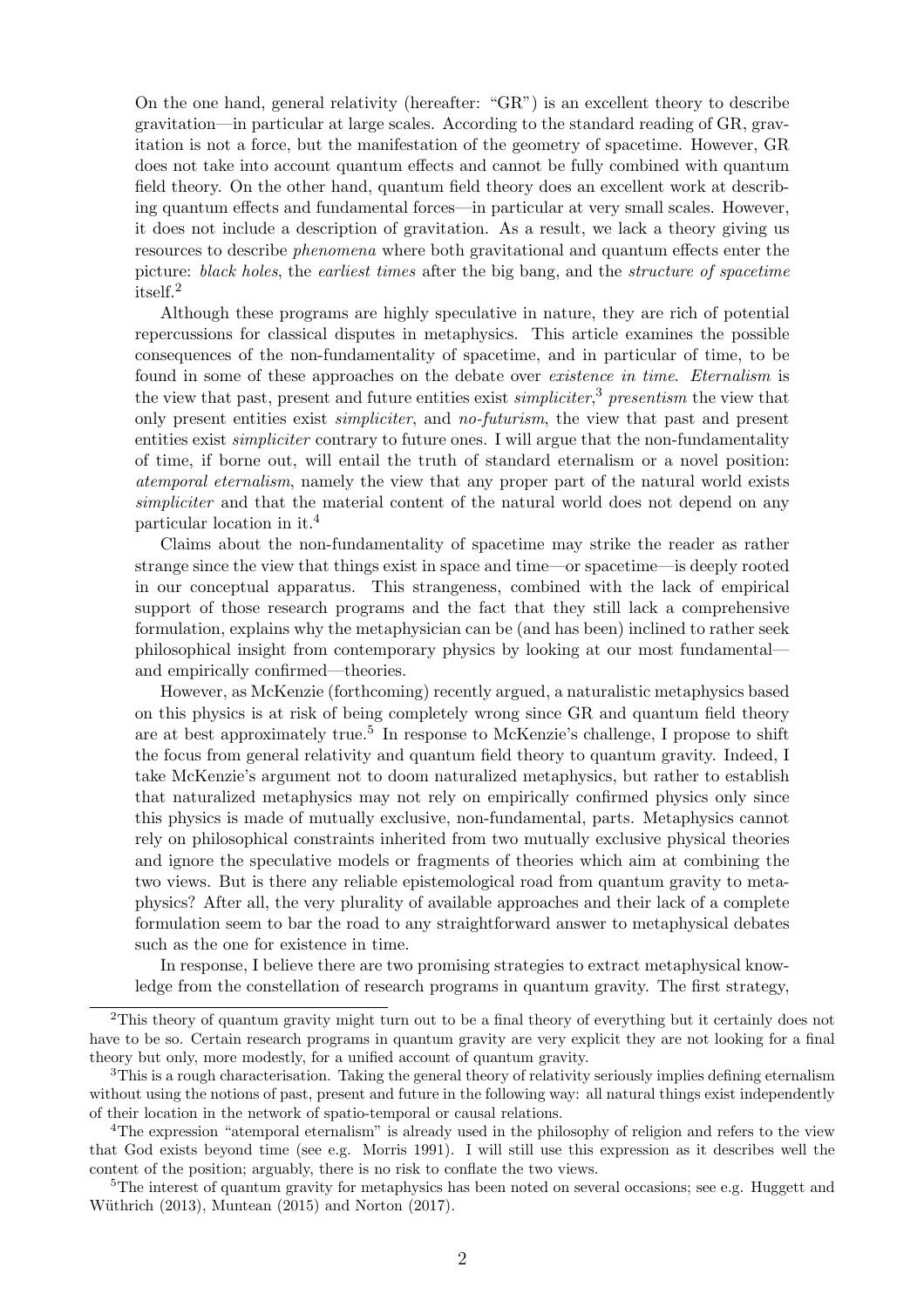On the one hand, general relativity (hereafter: "GR") is an excellent theory to describe gravitation—in particular at large scales. According to the standard reading of GR, gravitation is not a force, but the manifestation of the geometry of spacetime. However, GR does not take into account quantum effects and cannot be fully combined with quantum field theory. On the other hand, quantum field theory does an excellent work at describing quantum effects and fundamental forces—in particular at very small scales. However, it does not include a description of gravitation. As a result, we lack a theory giving us resources to describe *phenomena* where both gravitational and quantum effects enter the picture: *black holes*, the *earliest times* after the big bang, and the *structure of spacetime* itself.[2]

Although these programs are highly speculative in nature, they are rich of potential repercussions for classical disputes in metaphysics. This article examines the possible consequences of the non-fundamentality of spacetime, and in particular of time, to be found in some of these approaches on the debate over *existence in time*. *Eternalism* is the view that past, present and future entities exist *simpliciter*,[3] *presentism* the view that only present entities exist *simpliciter*, and *no-futurism*, the view that past and present entities exist *simpliciter* contrary to future ones. I will argue that the non-fundamentality of time, if borne out, will entail the truth of standard eternalism or a novel position: *atemporal eternalism*, namely the view that any proper part of the natural world exists *simpliciter* and that the material content of the natural world does not depend on any particular location in it.[4]

Claims about the non-fundamentality of spacetime may strike the reader as rather strange since the view that things exist in space and time—or spacetime—is deeply rooted in our conceptual apparatus. This strangeness, combined with the lack of empirical support of those research programs and the fact that they still lack a comprehensive formulation, explains why the metaphysician can be (and has been) inclined to rather seek philosophical insight from contemporary physics by looking at our most fundamental—and empirically confirmed—theories.

However, as McKenzie (forthcoming) recently argued, a naturalistic metaphysics based on this physics is at risk of being completely wrong since GR and quantum field theory are at best approximately true.[5] In response to McKenzie's challenge, I propose to shift the focus from general relativity and quantum field theory to quantum gravity. Indeed, I take McKenzie's argument not to doom naturalized metaphysics, but rather to establish that naturalized metaphysics may not rely on empirically confirmed physics only since this physics is made of mutually exclusive, non-fundamental, parts. Metaphysics cannot rely on philosophical constraints inherited from two mutually exclusive physical theories and ignore the speculative models or fragments of theories which aim at combining the two views. But is there any reliable epistemological road from quantum gravity to metaphysics? After all, the very plurality of available approaches and their lack of a complete formulation seem to bar the road to any straightforward answer to metaphysical debates such as the one for existence in time.

In response, I believe there are two promising strategies to extract metaphysical knowledge from the constellation of research programs in quantum gravity. The first strategy,

---

[2] This theory of quantum gravity might turn out to be a final theory of everything but it certainly does not have to be so. Certain research programs in quantum gravity are very explicit they are not looking for a final theory but only, more modestly, for a unified account of quantum gravity.

[3] This is a rough characterisation. Taking the general theory of relativity seriously implies defining eternalism without using the notions of past, present and future in the following way: all natural things exist independently of their location in the network of spatio-temporal or causal relations.

[4] The expression "atemporal eternalism" is already used in the philosophy of religion and refers to the view that God exists beyond time (see e.g. Morris 1991). I will still use this expression as it describes well the content of the position; arguably, there is no risk to conflate the two views.

[5] The interest of quantum gravity for metaphysics has been noted on several occasions; see e.g. Huggett and Wüthrich (2013), Muntean (2015) and Norton (2017).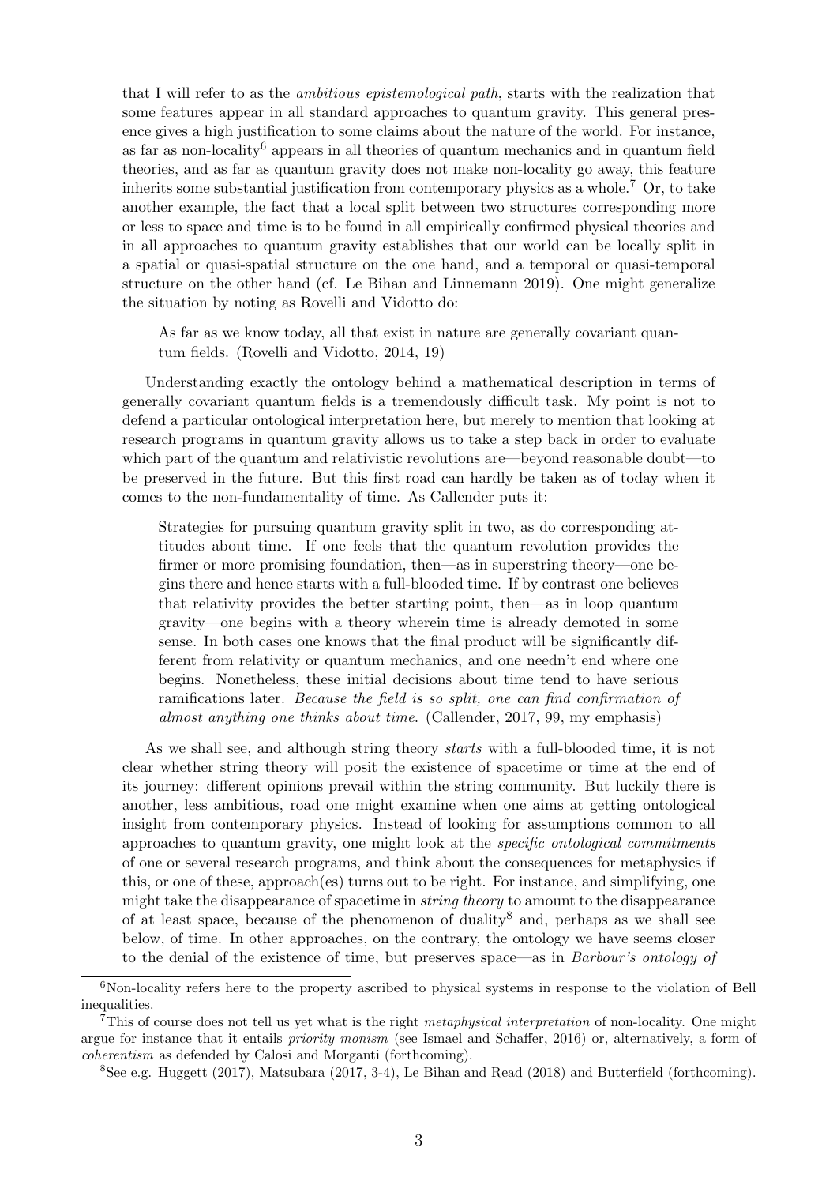that I will refer to as the *ambitious epistemological path*, starts with the realization that some features appear in all standard approaches to quantum gravity. This general presence gives a high justification to some claims about the nature of the world. For instance, as far as non-locality[6] appears in all theories of quantum mechanics and in quantum field theories, and as far as quantum gravity does not make non-locality go away, this feature inherits some substantial justification from contemporary physics as a whole.[7] Or, to take another example, the fact that a local split between two structures corresponding more or less to space and time is to be found in all empirically confirmed physical theories and in all approaches to quantum gravity establishes that our world can be locally split in a spatial or quasi-spatial structure on the one hand, and a temporal or quasi-temporal structure on the other hand (cf. Le Bihan and Linnemann 2019). One might generalize the situation by noting as Rovelli and Vidotto do:

> As far as we know today, all that exist in nature are generally covariant quantum fields. (Rovelli and Vidotto, 2014, 19)

Understanding exactly the ontology behind a mathematical description in terms of generally covariant quantum fields is a tremendously difficult task. My point is not to defend a particular ontological interpretation here, but merely to mention that looking at research programs in quantum gravity allows us to take a step back in order to evaluate which part of the quantum and relativistic revolutions are—beyond reasonable doubt—to be preserved in the future. But this first road can hardly be taken as of today when it comes to the non-fundamentality of time. As Callender puts it:

> Strategies for pursuing quantum gravity split in two, as do corresponding attitudes about time. If one feels that the quantum revolution provides the firmer or more promising foundation, then—as in superstring theory—one begins there and hence starts with a full-blooded time. If by contrast one believes that relativity provides the better starting point, then—as in loop quantum gravity—one begins with a theory wherein time is already demoted in some sense. In both cases one knows that the final product will be significantly different from relativity or quantum mechanics, and one needn't end where one begins. Nonetheless, these initial decisions about time tend to have serious ramifications later. *Because the field is so split, one can find confirmation of almost anything one thinks about time.* (Callender, 2017, 99, my emphasis)

As we shall see, and although string theory *starts* with a full-blooded time, it is not clear whether string theory will posit the existence of spacetime or time at the end of its journey: different opinions prevail within the string community. But luckily there is another, less ambitious, road one might examine when one aims at getting ontological insight from contemporary physics. Instead of looking for assumptions common to all approaches to quantum gravity, one might look at the *specific ontological commitments* of one or several research programs, and think about the consequences for metaphysics if this, or one of these, approach(es) turns out to be right. For instance, and simplifying, one might take the disappearance of spacetime in *string theory* to amount to the disappearance of at least space, because of the phenomenon of duality[8] and, perhaps as we shall see below, of time. In other approaches, on the contrary, the ontology we have seems closer to the denial of the existence of time, but preserves space—as in *Barbour's ontology of*

---

[6] Non-locality refers here to the property ascribed to physical systems in response to the violation of Bell inequalities.

[7] This of course does not tell us yet what is the right *metaphysical interpretation* of non-locality. One might argue for instance that it entails *priority monism* (see Ismael and Schaffer, 2016) or, alternatively, a form of *coherentism* as defended by Calosi and Morganti (forthcoming).

[8] See e.g. Huggett (2017), Matsubara (2017, 3-4), Le Bihan and Read (2018) and Butterfield (forthcoming).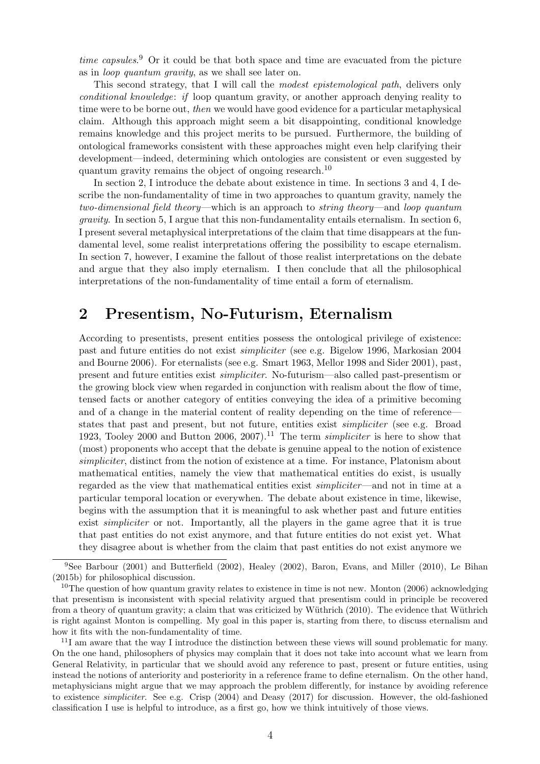*time capsules*.[9] Or it could be that both space and time are evacuated from the picture as in *loop quantum gravity*, as we shall see later on.

This second strategy, that I will call the *modest epistemological path*, delivers only *conditional knowledge*: *if* loop quantum gravity, or another approach denying reality to time were to be borne out, *then* we would have good evidence for a particular metaphysical claim. Although this approach might seem a bit disappointing, conditional knowledge remains knowledge and this project merits to be pursued. Furthermore, the building of ontological frameworks consistent with these approaches might even help clarifying their development—indeed, determining which ontologies are consistent or even suggested by quantum gravity remains the object of ongoing research.[10]

In section 2, I introduce the debate about existence in time. In sections 3 and 4, I describe the non-fundamentality of time in two approaches to quantum gravity, namely the *two-dimensional field theory*—which is an approach to *string theory*—and *loop quantum gravity*. In section 5, I argue that this non-fundamentality entails eternalism. In section 6, I present several metaphysical interpretations of the claim that time disappears at the fundamental level, some realist interpretations offering the possibility to escape eternalism. In section 7, however, I examine the fallout of those realist interpretations on the debate and argue that they also imply eternalism. I then conclude that all the philosophical interpretations of the non-fundamentality of time entail a form of eternalism.

## 2 Presentism, No-Futurism, Eternalism

According to presentists, present entities possess the ontological privilege of existence: past and future entities do not exist *simpliciter* (see e.g. Bigelow 1996, Markosian 2004 and Bourne 2006). For eternalists (see e.g. Smart 1963, Mellor 1998 and Sider 2001), past, present and future entities exist *simpliciter*. No-futurism—also called past-presentism or the growing block view when regarded in conjunction with realism about the flow of time, tensed facts or another category of entities conveying the idea of a primitive becoming and of a change in the material content of reality depending on the time of reference—states that past and present, but not future, entities exist *simpliciter* (see e.g. Broad 1923, Tooley 2000 and Button 2006, 2007).[11] The term *simpliciter* is here to show that (most) proponents who accept that the debate is genuine appeal to the notion of existence *simpliciter*, distinct from the notion of existence at a time. For instance, Platonism about mathematical entities, namely the view that mathematical entities do exist, is usually regarded as the view that mathematical entities exist *simpliciter*—and not in time at a particular temporal location or everywhen. The debate about existence in time, likewise, begins with the assumption that it is meaningful to ask whether past and future entities exist *simpliciter* or not. Importantly, all the players in the game agree that it is true that past entities do not exist anymore, and that future entities do not exist yet. What they disagree about is whether from the claim that past entities do not exist anymore we

---

[9] See Barbour (2001) and Butterfield (2002), Healey (2002), Baron, Evans, and Miller (2010), Le Bihan (2015b) for philosophical discussion.

[10] The question of how quantum gravity relates to existence in time is not new. Monton (2006) acknowledging that presentism is inconsistent with special relativity argued that presentism could in principle be recovered from a theory of quantum gravity; a claim that was criticized by Wüthrich (2010). The evidence that Wüthrich is right against Monton is compelling. My goal in this paper is, starting from there, to discuss eternalism and how it fits with the non-fundamentality of time.

[11] I am aware that the way I introduce the distinction between these views will sound problematic for many. On the one hand, philosophers of physics may complain that it does not take into account what we learn from General Relativity, in particular that we should avoid any reference to past, present or future entities, using instead the notions of anteriority and posteriority in a reference frame to define eternalism. On the other hand, metaphysicians might argue that we may approach the problem differently, for instance by avoiding reference to existence *simpliciter*. See e.g. Crisp (2004) and Deasy (2017) for discussion. However, the old-fashioned classification I use is helpful to introduce, as a first go, how we think intuitively of those views.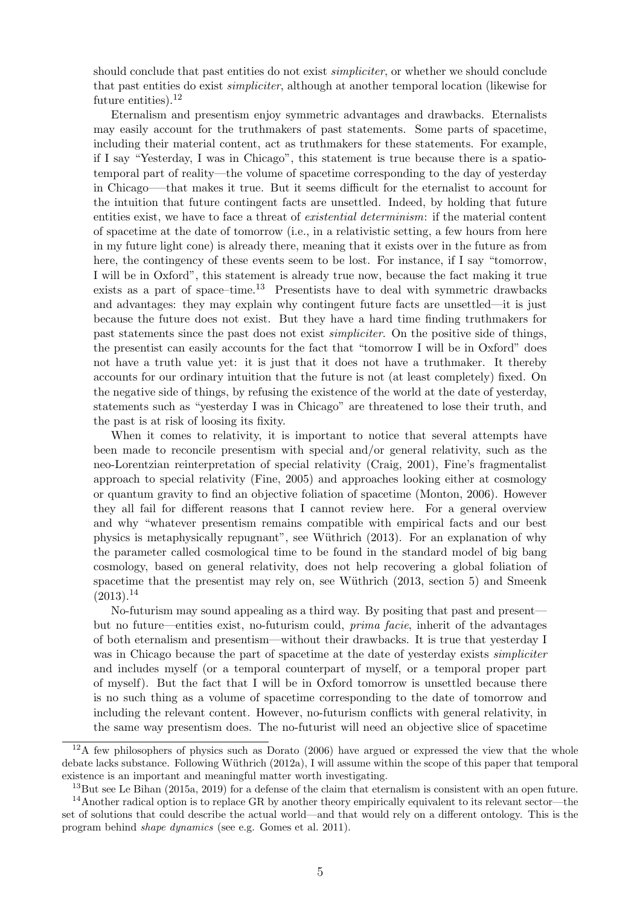should conclude that past entities do not exist *simpliciter*, or whether we should conclude that past entities do exist *simpliciter*, although at another temporal location (likewise for future entities).[12]

Eternalism and presentism enjoy symmetric advantages and drawbacks. Eternalists may easily account for the truthmakers of past statements. Some parts of spacetime, including their material content, act as truthmakers for these statements. For example, if I say "Yesterday, I was in Chicago", this statement is true because there is a spatio-temporal part of reality—the volume of spacetime corresponding to the day of yesterday in Chicago—–that makes it true. But it seems difficult for the eternalist to account for the intuition that future contingent facts are unsettled. Indeed, by holding that future entities exist, we have to face a threat of *existential determinism*: if the material content of spacetime at the date of tomorrow (i.e., in a relativistic setting, a few hours from here in my future light cone) is already there, meaning that it exists over in the future as from here, the contingency of these events seem to be lost. For instance, if I say "tomorrow, I will be in Oxford", this statement is already true now, because the fact making it true exists as a part of space–time.[13] Presentists have to deal with symmetric drawbacks and advantages: they may explain why contingent future facts are unsettled—it is just because the future does not exist. But they have a hard time finding truthmakers for past statements since the past does not exist *simpliciter*. On the positive side of things, the presentist can easily accounts for the fact that "tomorrow I will be in Oxford" does not have a truth value yet: it is just that it does not have a truthmaker. It thereby accounts for our ordinary intuition that the future is not (at least completely) fixed. On the negative side of things, by refusing the existence of the world at the date of yesterday, statements such as "yesterday I was in Chicago" are threatened to lose their truth, and the past is at risk of loosing its fixity.

When it comes to relativity, it is important to notice that several attempts have been made to reconcile presentism with special and/or general relativity, such as the neo-Lorentzian reinterpretation of special relativity (Craig, 2001), Fine's fragmentalist approach to special relativity (Fine, 2005) and approaches looking either at cosmology or quantum gravity to find an objective foliation of spacetime (Monton, 2006). However they all fail for different reasons that I cannot review here. For a general overview and why "whatever presentism remains compatible with empirical facts and our best physics is metaphysically repugnant", see Wüthrich (2013). For an explanation of why the parameter called cosmological time to be found in the standard model of big bang cosmology, based on general relativity, does not help recovering a global foliation of spacetime that the presentist may rely on, see Wüthrich (2013, section 5) and Smeenk (2013).[14]

No-futurism may sound appealing as a third way. By positing that past and present—but no future—entities exist, no-futurism could, *prima facie*, inherit of the advantages of both eternalism and presentism—without their drawbacks. It is true that yesterday I was in Chicago because the part of spacetime at the date of yesterday exists *simpliciter* and includes myself (or a temporal counterpart of myself, or a temporal proper part of myself). But the fact that I will be in Oxford tomorrow is unsettled because there is no such thing as a volume of spacetime corresponding to the date of tomorrow and including the relevant content. However, no-futurism conflicts with general relativity, in the same way presentism does. The no-futurist will need an objective slice of spacetime

[12] A few philosophers of physics such as Dorato (2006) have argued or expressed the view that the whole debate lacks substance. Following Wüthrich (2012a), I will assume within the scope of this paper that temporal existence is an important and meaningful matter worth investigating.

[13] But see Le Bihan (2015a, 2019) for a defense of the claim that eternalism is consistent with an open future.

[14] Another radical option is to replace GR by another theory empirically equivalent to its relevant sector—the set of solutions that could describe the actual world—and that would rely on a different ontology. This is the program behind *shape dynamics* (see e.g. Gomes et al. 2011).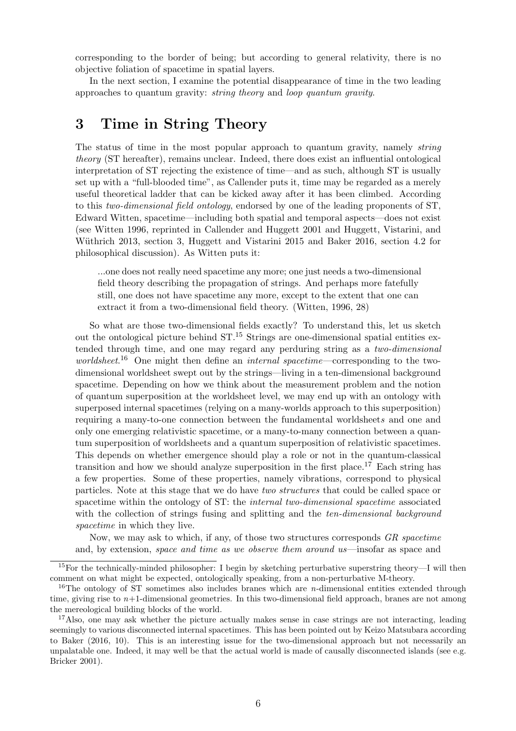corresponding to the border of being; but according to general relativity, there is no objective foliation of spacetime in spatial layers.

In the next section, I examine the potential disappearance of time in the two leading approaches to quantum gravity: *string theory* and *loop quantum gravity*.

# 3 Time in String Theory

The status of time in the most popular approach to quantum gravity, namely *string theory* (ST hereafter), remains unclear. Indeed, there does exist an influential ontological interpretation of ST rejecting the existence of time—and as such, although ST is usually set up with a "full-blooded time", as Callender puts it, time may be regarded as a merely useful theoretical ladder that can be kicked away after it has been climbed. According to this *two-dimensional field ontology*, endorsed by one of the leading proponents of ST, Edward Witten, spacetime—including both spatial and temporal aspects—does not exist (see Witten 1996, reprinted in Callender and Huggett 2001 and Huggett, Vistarini, and Wüthrich 2013, section 3, Huggett and Vistarini 2015 and Baker 2016, section 4.2 for philosophical discussion). As Witten puts it:

> ...one does not really need spacetime any more; one just needs a two-dimensional field theory describing the propagation of strings. And perhaps more fatefully still, one does not have spacetime any more, except to the extent that one can extract it from a two-dimensional field theory. (Witten, 1996, 28)

So what are those two-dimensional fields exactly? To understand this, let us sketch out the ontological picture behind ST.[15] Strings are one-dimensional spatial entities extended through time, and one may regard any perduring string as a *two-dimensional worldsheet*.[16] One might then define an *internal spacetime*—corresponding to the two-dimensional worldsheet swept out by the strings—living in a ten-dimensional background spacetime. Depending on how we think about the measurement problem and the notion of quantum superposition at the worldsheet level, we may end up with an ontology with superposed internal spacetimes (relying on a many-worlds approach to this superposition) requiring a many-to-one connection between the fundamental worldsheet*s* and one and only one emerging relativistic spacetime, or a many-to-many connection between a quantum superposition of worldsheets and a quantum superposition of relativistic spacetimes. This depends on whether emergence should play a role or not in the quantum-classical transition and how we should analyze superposition in the first place.[17] Each string has a few properties. Some of these properties, namely vibrations, correspond to physical particles. Note at this stage that we do have *two structures* that could be called space or spacetime within the ontology of ST: the *internal two-dimensional spacetime* associated with the collection of strings fusing and splitting and the *ten-dimensional background spacetime* in which they live.

Now, we may ask to which, if any, of those two structures corresponds *GR spacetime* and, by extension, *space and time as we observe them around us*—insofar as space and

---

[15] For the technically-minded philosopher: I begin by sketching perturbative superstring theory—I will then comment on what might be expected, ontologically speaking, from a non-perturbative M-theory.

[16] The ontology of ST sometimes also includes branes which are $n$-dimensional entities extended through time, giving rise to $n$+1-dimensional geometries. In this two-dimensional field approach, branes are not among the mereological building blocks of the world.

[17] Also, one may ask whether the picture actually makes sense in case strings are not interacting, leading seemingly to various disconnected internal spacetimes. This has been pointed out by Keizo Matsubara according to Baker (2016, 10). This is an interesting issue for the two-dimensional approach but not necessarily an unpalatable one. Indeed, it may well be that the actual world is made of causally disconnected islands (see e.g. Bricker 2001).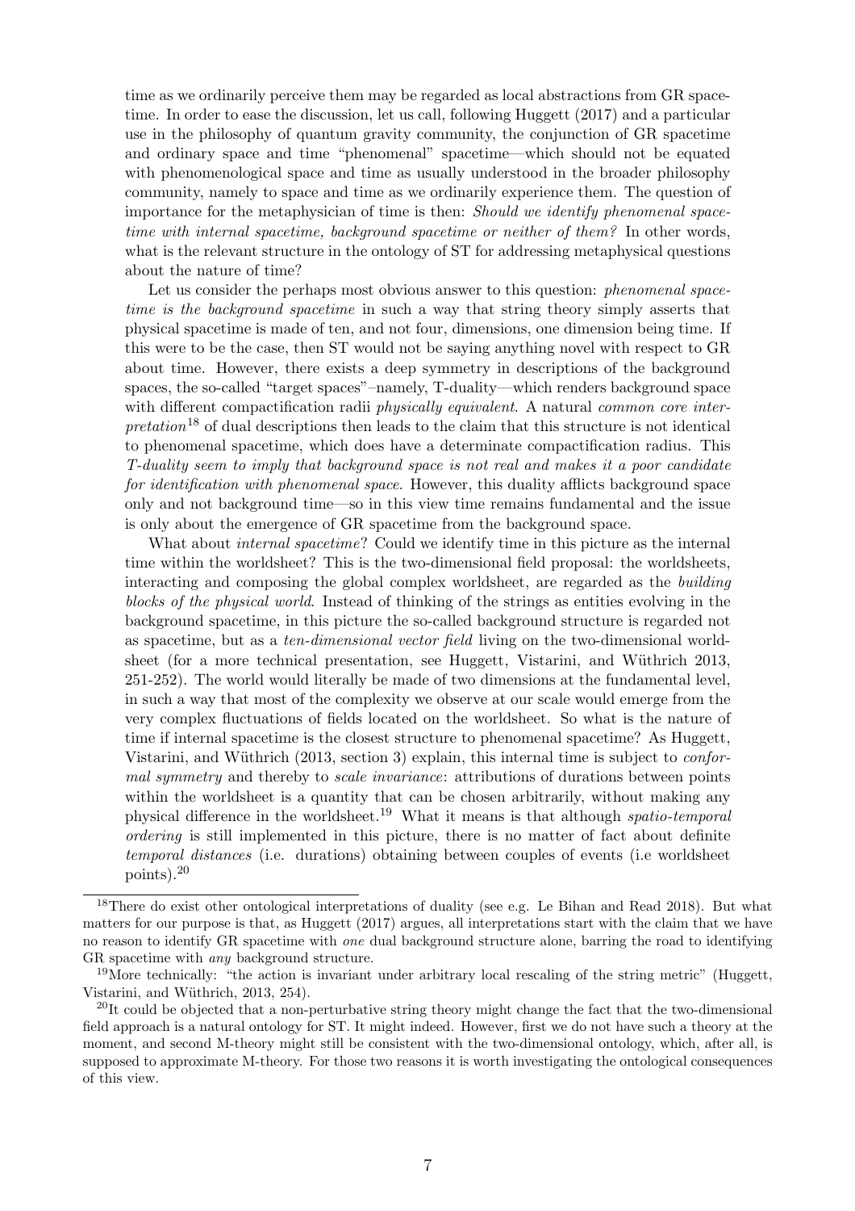time as we ordinarily perceive them may be regarded as local abstractions from GR spacetime. In order to ease the discussion, let us call, following Huggett (2017) and a particular use in the philosophy of quantum gravity community, the conjunction of GR spacetime and ordinary space and time "phenomenal" spacetime—which should not be equated with phenomenological space and time as usually understood in the broader philosophy community, namely to space and time as we ordinarily experience them. The question of importance for the metaphysician of time is then: *Should we identify phenomenal spacetime with internal spacetime, background spacetime or neither of them?* In other words, what is the relevant structure in the ontology of ST for addressing metaphysical questions about the nature of time?

Let us consider the perhaps most obvious answer to this question: *phenomenal spacetime is the background spacetime* in such a way that string theory simply asserts that physical spacetime is made of ten, and not four, dimensions, one dimension being time. If this were to be the case, then ST would not be saying anything novel with respect to GR about time. However, there exists a deep symmetry in descriptions of the background spaces, the so-called "target spaces"–namely, T-duality—which renders background space with different compactification radii *physically equivalent*. A natural *common core interpretation*[18] of dual descriptions then leads to the claim that this structure is not identical to phenomenal spacetime, which does have a determinate compactification radius. This *T-duality seem to imply that background space is not real and makes it a poor candidate for identification with phenomenal space*. However, this duality afflicts background space only and not background time—so in this view time remains fundamental and the issue is only about the emergence of GR spacetime from the background space.

What about *internal spacetime*? Could we identify time in this picture as the internal time within the worldsheet? This is the two-dimensional field proposal: the worldsheets, interacting and composing the global complex worldsheet, are regarded as the *building blocks of the physical world*. Instead of thinking of the strings as entities evolving in the background spacetime, in this picture the so-called background structure is regarded not as spacetime, but as a *ten-dimensional vector field* living on the two-dimensional worldsheet (for a more technical presentation, see Huggett, Vistarini, and Wüthrich 2013, 251-252). The world would literally be made of two dimensions at the fundamental level, in such a way that most of the complexity we observe at our scale would emerge from the very complex fluctuations of fields located on the worldsheet. So what is the nature of time if internal spacetime is the closest structure to phenomenal spacetime? As Huggett, Vistarini, and Wüthrich (2013, section 3) explain, this internal time is subject to *conformal symmetry* and thereby to *scale invariance*: attributions of durations between points within the worldsheet is a quantity that can be chosen arbitrarily, without making any physical difference in the worldsheet.[19] What it means is that although *spatio-temporal ordering* is still implemented in this picture, there is no matter of fact about definite *temporal distances* (i.e. durations) obtaining between couples of events (i.e worldsheet points).[20]

---

[18] There do exist other ontological interpretations of duality (see e.g. Le Bihan and Read 2018). But what matters for our purpose is that, as Huggett (2017) argues, all interpretations start with the claim that we have no reason to identify GR spacetime with *one* dual background structure alone, barring the road to identifying GR spacetime with *any* background structure.

[19] More technically: "the action is invariant under arbitrary local rescaling of the string metric" (Huggett, Vistarini, and Wüthrich, 2013, 254).

[20] It could be objected that a non-perturbative string theory might change the fact that the two-dimensional field approach is a natural ontology for ST. It might indeed. However, first we do not have such a theory at the moment, and second M-theory might still be consistent with the two-dimensional ontology, which, after all, is supposed to approximate M-theory. For those two reasons it is worth investigating the ontological consequences of this view.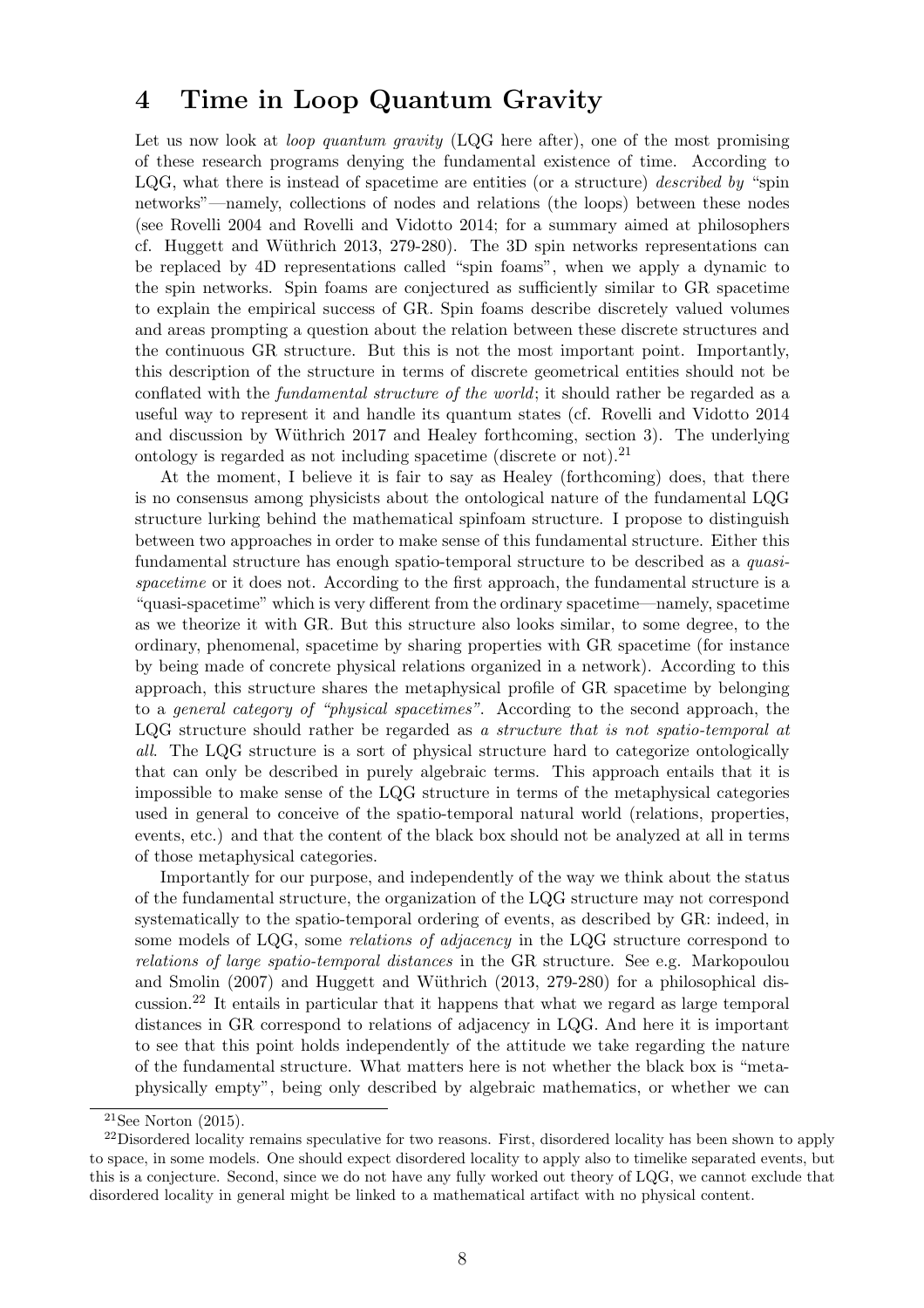# 4 Time in Loop Quantum Gravity

Let us now look at *loop quantum gravity* (LQG here after), one of the most promising of these research programs denying the fundamental existence of time. According to LQG, what there is instead of spacetime are entities (or a structure) *described by* "spin networks"—namely, collections of nodes and relations (the loops) between these nodes (see Rovelli 2004 and Rovelli and Vidotto 2014; for a summary aimed at philosophers cf. Huggett and Wüthrich 2013, 279-280). The 3D spin networks representations can be replaced by 4D representations called "spin foams", when we apply a dynamic to the spin networks. Spin foams are conjectured as sufficiently similar to GR spacetime to explain the empirical success of GR. Spin foams describe discretely valued volumes and areas prompting a question about the relation between these discrete structures and the continuous GR structure. But this is not the most important point. Importantly, this description of the structure in terms of discrete geometrical entities should not be conflated with the *fundamental structure of the world*; it should rather be regarded as a useful way to represent it and handle its quantum states (cf. Rovelli and Vidotto 2014 and discussion by Wüthrich 2017 and Healey forthcoming, section 3). The underlying ontology is regarded as not including spacetime (discrete or not).[21]

At the moment, I believe it is fair to say as Healey (forthcoming) does, that there is no consensus among physicists about the ontological nature of the fundamental LQG structure lurking behind the mathematical spinfoam structure. I propose to distinguish between two approaches in order to make sense of this fundamental structure. Either this fundamental structure has enough spatio-temporal structure to be described as a *quasi-spacetime* or it does not. According to the first approach, the fundamental structure is a "quasi-spacetime" which is very different from the ordinary spacetime—namely, spacetime as we theorize it with GR. But this structure also looks similar, to some degree, to the ordinary, phenomenal, spacetime by sharing properties with GR spacetime (for instance by being made of concrete physical relations organized in a network). According to this approach, this structure shares the metaphysical profile of GR spacetime by belonging to a *general category of "physical spacetimes"*. According to the second approach, the LQG structure should rather be regarded as *a structure that is not spatio-temporal at all*. The LQG structure is a sort of physical structure hard to categorize ontologically that can only be described in purely algebraic terms. This approach entails that it is impossible to make sense of the LQG structure in terms of the metaphysical categories used in general to conceive of the spatio-temporal natural world (relations, properties, events, etc.) and that the content of the black box should not be analyzed at all in terms of those metaphysical categories.

Importantly for our purpose, and independently of the way we think about the status of the fundamental structure, the organization of the LQG structure may not correspond systematically to the spatio-temporal ordering of events, as described by GR: indeed, in some models of LQG, some *relations of adjacency* in the LQG structure correspond to *relations of large spatio-temporal distances* in the GR structure. See e.g. Markopoulou and Smolin (2007) and Huggett and Wüthrich (2013, 279-280) for a philosophical discussion.[22] It entails in particular that it happens that what we regard as large temporal distances in GR correspond to relations of adjacency in LQG. And here it is important to see that this point holds independently of the attitude we take regarding the nature of the fundamental structure. What matters here is not whether the black box is "metaphysically empty", being only described by algebraic mathematics, or whether we can

---

[21] See Norton (2015).

[22] Disordered locality remains speculative for two reasons. First, disordered locality has been shown to apply to space, in some models. One should expect disordered locality to apply also to timelike separated events, but this is a conjecture. Second, since we do not have any fully worked out theory of LQG, we cannot exclude that disordered locality in general might be linked to a mathematical artifact with no physical content.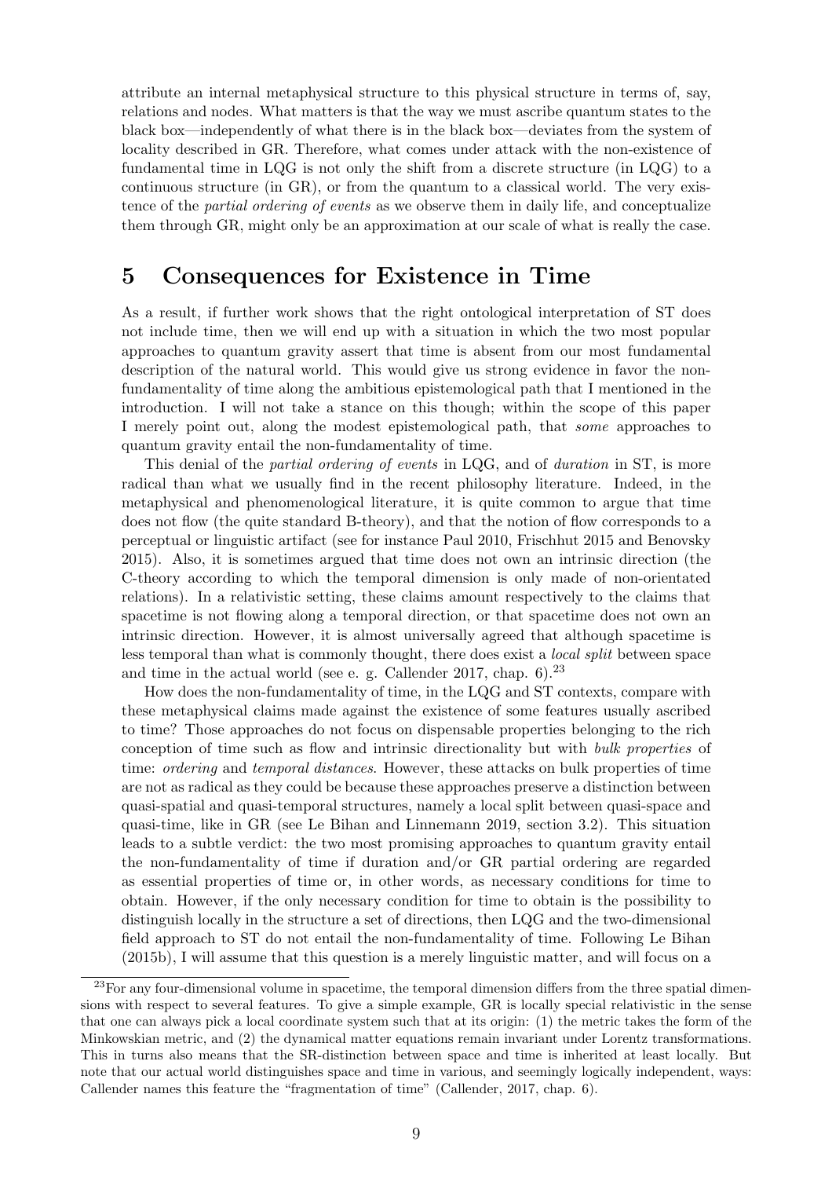attribute an internal metaphysical structure to this physical structure in terms of, say, relations and nodes. What matters is that the way we must ascribe quantum states to the black box—independently of what there is in the black box—deviates from the system of locality described in GR. Therefore, what comes under attack with the non-existence of fundamental time in LQG is not only the shift from a discrete structure (in LQG) to a continuous structure (in GR), or from the quantum to a classical world. The very existence of the *partial ordering of events* as we observe them in daily life, and conceptualize them through GR, might only be an approximation at our scale of what is really the case.

## 5 Consequences for Existence in Time

As a result, if further work shows that the right ontological interpretation of ST does not include time, then we will end up with a situation in which the two most popular approaches to quantum gravity assert that time is absent from our most fundamental description of the natural world. This would give us strong evidence in favor the non-fundamentality of time along the ambitious epistemological path that I mentioned in the introduction. I will not take a stance on this though; within the scope of this paper I merely point out, along the modest epistemological path, that *some* approaches to quantum gravity entail the non-fundamentality of time.

This denial of the *partial ordering of events* in LQG, and of *duration* in ST, is more radical than what we usually find in the recent philosophy literature. Indeed, in the metaphysical and phenomenological literature, it is quite common to argue that time does not flow (the quite standard B-theory), and that the notion of flow corresponds to a perceptual or linguistic artifact (see for instance Paul 2010, Frischhut 2015 and Benovsky 2015). Also, it is sometimes argued that time does not own an intrinsic direction (the C-theory according to which the temporal dimension is only made of non-orientated relations). In a relativistic setting, these claims amount respectively to the claims that spacetime is not flowing along a temporal direction, or that spacetime does not own an intrinsic direction. However, it is almost universally agreed that although spacetime is less temporal than what is commonly thought, there does exist a *local split* between space and time in the actual world (see e. g. Callender 2017, chap. 6).[23]

How does the non-fundamentality of time, in the LQG and ST contexts, compare with these metaphysical claims made against the existence of some features usually ascribed to time? Those approaches do not focus on dispensable properties belonging to the rich conception of time such as flow and intrinsic directionality but with *bulk properties* of time: *ordering* and *temporal distances*. However, these attacks on bulk properties of time are not as radical as they could be because these approaches preserve a distinction between quasi-spatial and quasi-temporal structures, namely a local split between quasi-space and quasi-time, like in GR (see Le Bihan and Linnemann 2019, section 3.2). This situation leads to a subtle verdict: the two most promising approaches to quantum gravity entail the non-fundamentality of time if duration and/or GR partial ordering are regarded as essential properties of time or, in other words, as necessary conditions for time to obtain. However, if the only necessary condition for time to obtain is the possibility to distinguish locally in the structure a set of directions, then LQG and the two-dimensional field approach to ST do not entail the non-fundamentality of time. Following Le Bihan (2015b), I will assume that this question is a merely linguistic matter, and will focus on a

[23] For any four-dimensional volume in spacetime, the temporal dimension differs from the three spatial dimensions with respect to several features. To give a simple example, GR is locally special relativistic in the sense that one can always pick a local coordinate system such that at its origin: (1) the metric takes the form of the Minkowskian metric, and (2) the dynamical matter equations remain invariant under Lorentz transformations. This in turns also means that the SR-distinction between space and time is inherited at least locally. But note that our actual world distinguishes space and time in various, and seemingly logically independent, ways: Callender names this feature the "fragmentation of time" (Callender, 2017, chap. 6).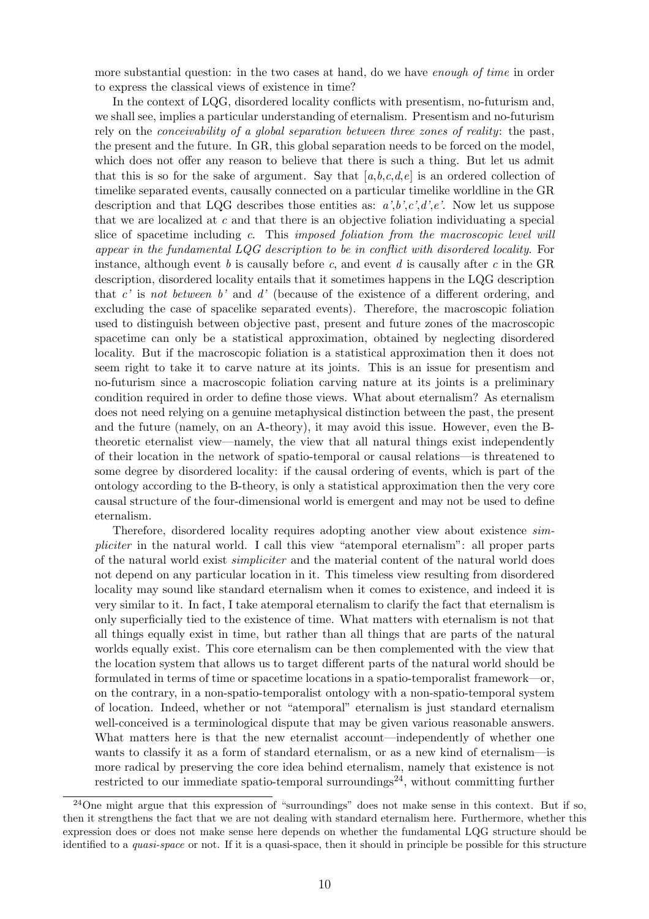more substantial question: in the two cases at hand, do we have *enough of time* in order to express the classical views of existence in time?

In the context of LQG, disordered locality conflicts with presentism, no-futurism and, we shall see, implies a particular understanding of eternalism. Presentism and no-futurism rely on the *conceivability of a global separation between three zones of reality*: the past, the present and the future. In GR, this global separation needs to be forced on the model, which does not offer any reason to believe that there is such a thing. But let us admit that this is so for the sake of argument. Say that $[a, b, c, d, e]$ is an ordered collection of timelike separated events, causally connected on a particular timelike worldline in the GR description and that LQG describes those entities as: *a',b',c',d',e'*. Now let us suppose that we are localized at $c$ and that there is an objective foliation individuating a special slice of spacetime including $c$. This *imposed foliation from the macroscopic level will appear in the fundamental LQG description to be in conflict with disordered locality*. For instance, although event $b$ is causally before $c$, and event $d$ is causally after $c$ in the GR description, disordered locality entails that it sometimes happens in the LQG description that *c'* is *not between b'* and *d'* (because of the existence of a different ordering, and excluding the case of spacelike separated events). Therefore, the macroscopic foliation used to distinguish between objective past, present and future zones of the macroscopic spacetime can only be a statistical approximation, obtained by neglecting disordered locality. But if the macroscopic foliation is a statistical approximation then it does not seem right to take it to carve nature at its joints. This is an issue for presentism and no-futurism since a macroscopic foliation carving nature at its joints is a preliminary condition required in order to define those views. What about eternalism? As eternalism does not need relying on a genuine metaphysical distinction between the past, the present and the future (namely, on an A-theory), it may avoid this issue. However, even the B-theoretic eternalist view—namely, the view that all natural things exist independently of their location in the network of spatio-temporal or causal relations—is threatened to some degree by disordered locality: if the causal ordering of events, which is part of the ontology according to the B-theory, is only a statistical approximation then the very core causal structure of the four-dimensional world is emergent and may not be used to define eternalism.

Therefore, disordered locality requires adopting another view about existence *simpliciter* in the natural world. I call this view "atemporal eternalism": all proper parts of the natural world exist *simpliciter* and the material content of the natural world does not depend on any particular location in it. This timeless view resulting from disordered locality may sound like standard eternalism when it comes to existence, and indeed it is very similar to it. In fact, I take atemporal eternalism to clarify the fact that eternalism is only superficially tied to the existence of time. What matters with eternalism is not that all things equally exist in time, but rather than all things that are parts of the natural worlds equally exist. This core eternalism can be then complemented with the view that the location system that allows us to target different parts of the natural world should be formulated in terms of time or spacetime locations in a spatio-temporalist framework—or, on the contrary, in a non-spatio-temporalist ontology with a non-spatio-temporal system of location. Indeed, whether or not "atemporal" eternalism is just standard eternalism well-conceived is a terminological dispute that may be given various reasonable answers. What matters here is that the new eternalist account—independently of whether one wants to classify it as a form of standard eternalism, or as a new kind of eternalism—is more radical by preserving the core idea behind eternalism, namely that existence is not restricted to our immediate spatio-temporal surroundings[24], without committing further

[24]One might argue that this expression of "surroundings" does not make sense in this context. But if so, then it strengthens the fact that we are not dealing with standard eternalism here. Furthermore, whether this expression does or does not make sense here depends on whether the fundamental LQG structure should be identified to a *quasi-space* or not. If it is a quasi-space, then it should in principle be possible for this structure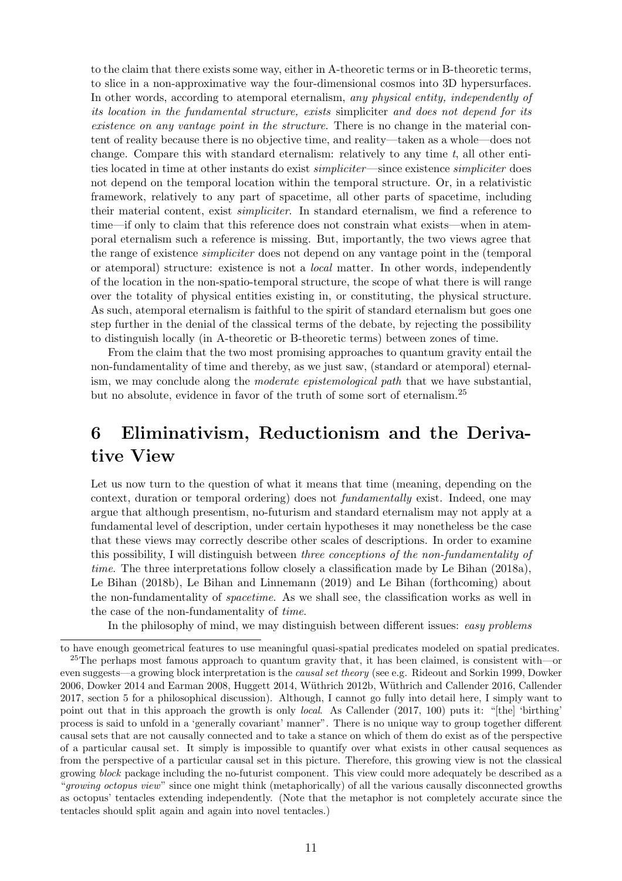to the claim that there exists some way, either in A-theoretic terms or in B-theoretic terms, to slice in a non-approximative way the four-dimensional cosmos into 3D hypersurfaces. In other words, according to atemporal eternalism, *any physical entity, independently of its location in the fundamental structure, exists* simpliciter *and does not depend for its existence on any vantage point in the structure*. There is no change in the material content of reality because there is no objective time, and reality—taken as a whole—does not change. Compare this with standard eternalism: relatively to any time $t$, all other entities located in time at other instants do exist *simpliciter*—since existence *simpliciter* does not depend on the temporal location within the temporal structure. Or, in a relativistic framework, relatively to any part of spacetime, all other parts of spacetime, including their material content, exist *simpliciter*. In standard eternalism, we find a reference to time—if only to claim that this reference does not constrain what exists—when in atemporal eternalism such a reference is missing. But, importantly, the two views agree that the range of existence *simpliciter* does not depend on any vantage point in the (temporal or atemporal) structure: existence is not a *local* matter. In other words, independently of the location in the non-spatio-temporal structure, the scope of what there is will range over the totality of physical entities existing in, or constituting, the physical structure. As such, atemporal eternalism is faithful to the spirit of standard eternalism but goes one step further in the denial of the classical terms of the debate, by rejecting the possibility to distinguish locally (in A-theoretic or B-theoretic terms) between zones of time.

From the claim that the two most promising approaches to quantum gravity entail the non-fundamentality of time and thereby, as we just saw, (standard or atemporal) eternalism, we may conclude along the *moderate epistemological path* that we have substantial, but no absolute, evidence in favor of the truth of some sort of eternalism.[25]

# 6 Eliminativism, Reductionism and the Derivative View

Let us now turn to the question of what it means that time (meaning, depending on the context, duration or temporal ordering) does not *fundamentally* exist. Indeed, one may argue that although presentism, no-futurism and standard eternalism may not apply at a fundamental level of description, under certain hypotheses it may nonetheless be the case that these views may correctly describe other scales of descriptions. In order to examine this possibility, I will distinguish between *three conceptions of the non-fundamentality of time*. The three interpretations follow closely a classification made by Le Bihan (2018a), Le Bihan (2018b), Le Bihan and Linnemann (2019) and Le Bihan (forthcoming) about the non-fundamentality of *spacetime*. As we shall see, the classification works as well in the case of the non-fundamentality of *time*.

In the philosophy of mind, we may distinguish between different issues: *easy problems*

---

to have enough geometrical features to use meaningful quasi-spatial predicates modeled on spatial predicates.

[25]The perhaps most famous approach to quantum gravity that, it has been claimed, is consistent with—or even suggests—a growing block interpretation is the *causal set theory* (see e.g. Rideout and Sorkin 1999, Dowker 2006, Dowker 2014 and Earman 2008, Huggett 2014, Wüthrich 2012b, Wüthrich and Callender 2016, Callender 2017, section 5 for a philosophical discussion). Although, I cannot go fully into detail here, I simply want to point out that in this approach the growth is only *local*. As Callender (2017, 100) puts it: "[the] 'birthing' process is said to unfold in a 'generally covariant' manner". There is no unique way to group together different causal sets that are not causally connected and to take a stance on which of them do exist as of the perspective of a particular causal set. It simply is impossible to quantify over what exists in other causal sequences as from the perspective of a particular causal set in this picture. Therefore, this growing view is not the classical growing *block* package including the no-futurist component. This view could more adequately be described as a "*growing octopus view*" since one might think (metaphorically) of all the various causally disconnected growths as octopus' tentacles extending independently. (Note that the metaphor is not completely accurate since the tentacles should split again and again into novel tentacles.)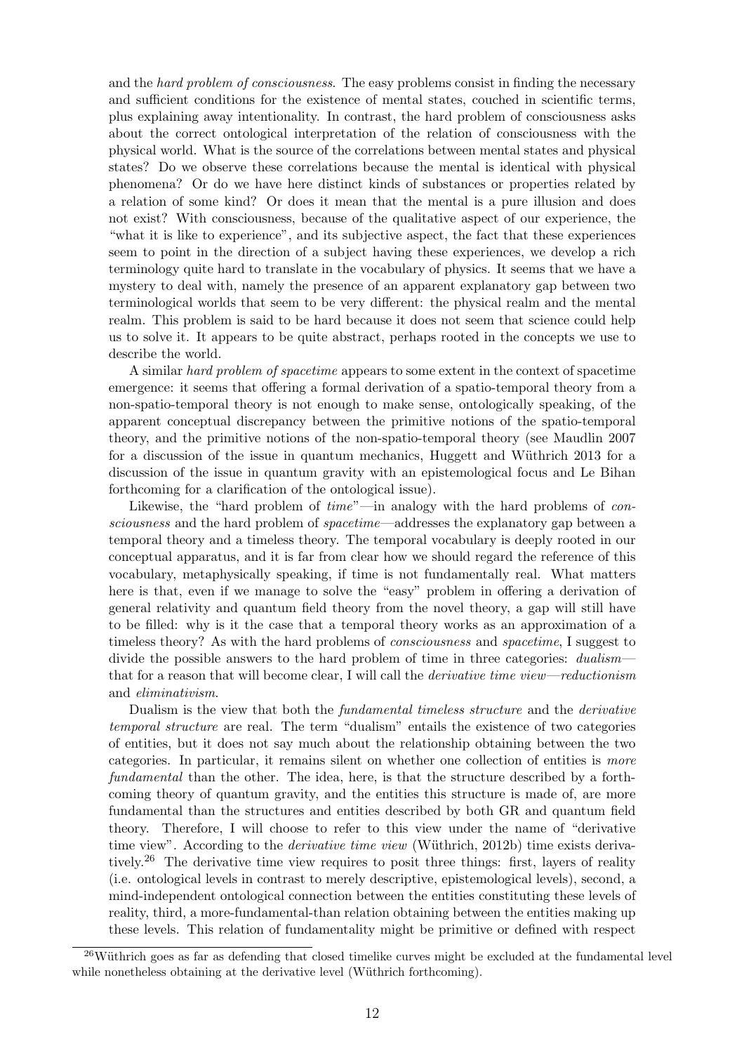and the *hard problem of consciousness*. The easy problems consist in finding the necessary and sufficient conditions for the existence of mental states, couched in scientific terms, plus explaining away intentionality. In contrast, the hard problem of consciousness asks about the correct ontological interpretation of the relation of consciousness with the physical world. What is the source of the correlations between mental states and physical states? Do we observe these correlations because the mental is identical with physical phenomena? Or do we have here distinct kinds of substances or properties related by a relation of some kind? Or does it mean that the mental is a pure illusion and does not exist? With consciousness, because of the qualitative aspect of our experience, the "what it is like to experience", and its subjective aspect, the fact that these experiences seem to point in the direction of a subject having these experiences, we develop a rich terminology quite hard to translate in the vocabulary of physics. It seems that we have a mystery to deal with, namely the presence of an apparent explanatory gap between two terminological worlds that seem to be very different: the physical realm and the mental realm. This problem is said to be hard because it does not seem that science could help us to solve it. It appears to be quite abstract, perhaps rooted in the concepts we use to describe the world.

A similar *hard problem of spacetime* appears to some extent in the context of spacetime emergence: it seems that offering a formal derivation of a spatio-temporal theory from a non-spatio-temporal theory is not enough to make sense, ontologically speaking, of the apparent conceptual discrepancy between the primitive notions of the spatio-temporal theory, and the primitive notions of the non-spatio-temporal theory (see Maudlin 2007 for a discussion of the issue in quantum mechanics, Huggett and Wüthrich 2013 for a discussion of the issue in quantum gravity with an epistemological focus and Le Bihan forthcoming for a clarification of the ontological issue).

Likewise, the "hard problem of *time*"—in analogy with the hard problems of *consciousness* and the hard problem of *spacetime*—addresses the explanatory gap between a temporal theory and a timeless theory. The temporal vocabulary is deeply rooted in our conceptual apparatus, and it is far from clear how we should regard the reference of this vocabulary, metaphysically speaking, if time is not fundamentally real. What matters here is that, even if we manage to solve the "easy" problem in offering a derivation of general relativity and quantum field theory from the novel theory, a gap will still have to be filled: why is it the case that a temporal theory works as an approximation of a timeless theory? As with the hard problems of *consciousness* and *spacetime*, I suggest to divide the possible answers to the hard problem of time in three categories: *dualism*—that for a reason that will become clear, I will call the *derivative time view*—*reductionism* and *eliminativism*.

Dualism is the view that both the *fundamental timeless structure* and the *derivative temporal structure* are real. The term "dualism" entails the existence of two categories of entities, but it does not say much about the relationship obtaining between the two categories. In particular, it remains silent on whether one collection of entities is *more fundamental* than the other. The idea, here, is that the structure described by a forthcoming theory of quantum gravity, and the entities this structure is made of, are more fundamental than the structures and entities described by both GR and quantum field theory. Therefore, I will choose to refer to this view under the name of "derivative time view". According to the *derivative time view* (Wüthrich, 2012b) time exists derivatively.[26] The derivative time view requires to posit three things: first, layers of reality (i.e. ontological levels in contrast to merely descriptive, epistemological levels), second, a mind-independent ontological connection between the entities constituting these levels of reality, third, a more-fundamental-than relation obtaining between the entities making up these levels. This relation of fundamentality might be primitive or defined with respect

[26] Wüthrich goes as far as defending that closed timelike curves might be excluded at the fundamental level while nonetheless obtaining at the derivative level (Wüthrich forthcoming).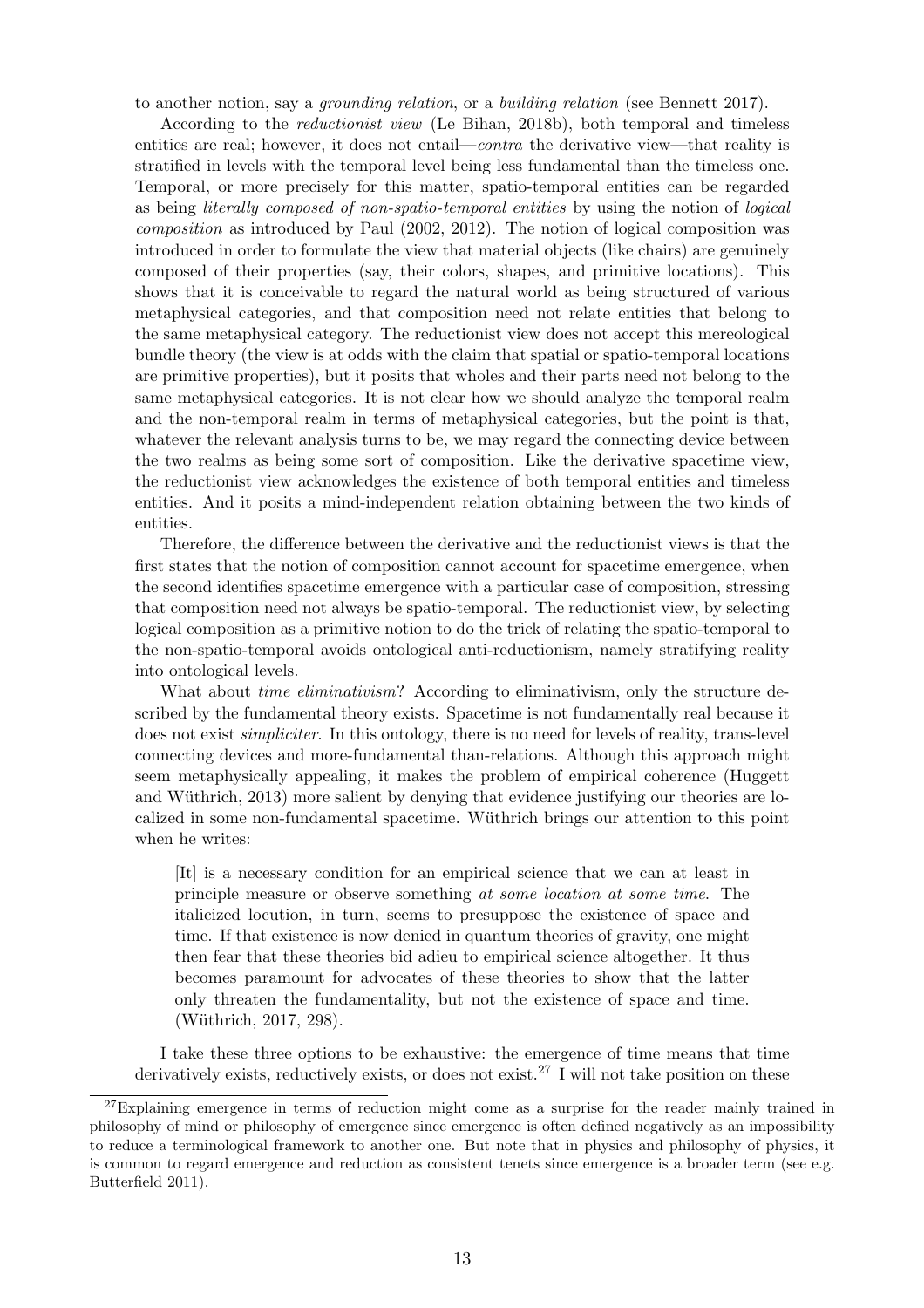to another notion, say a *grounding relation*, or a *building relation* (see Bennett 2017).

According to the *reductionist view* (Le Bihan, 2018b), both temporal and timeless entities are real; however, it does not entail—*contra* the derivative view—that reality is stratified in levels with the temporal level being less fundamental than the timeless one. Temporal, or more precisely for this matter, spatio-temporal entities can be regarded as being *literally composed of non-spatio-temporal entities* by using the notion of *logical composition* as introduced by Paul (2002, 2012). The notion of logical composition was introduced in order to formulate the view that material objects (like chairs) are genuinely composed of their properties (say, their colors, shapes, and primitive locations). This shows that it is conceivable to regard the natural world as being structured of various metaphysical categories, and that composition need not relate entities that belong to the same metaphysical category. The reductionist view does not accept this mereological bundle theory (the view is at odds with the claim that spatial or spatio-temporal locations are primitive properties), but it posits that wholes and their parts need not belong to the same metaphysical categories. It is not clear how we should analyze the temporal realm and the non-temporal realm in terms of metaphysical categories, but the point is that, whatever the relevant analysis turns to be, we may regard the connecting device between the two realms as being some sort of composition. Like the derivative spacetime view, the reductionist view acknowledges the existence of both temporal entities and timeless entities. And it posits a mind-independent relation obtaining between the two kinds of entities.

Therefore, the difference between the derivative and the reductionist views is that the first states that the notion of composition cannot account for spacetime emergence, when the second identifies spacetime emergence with a particular case of composition, stressing that composition need not always be spatio-temporal. The reductionist view, by selecting logical composition as a primitive notion to do the trick of relating the spatio-temporal to the non-spatio-temporal avoids ontological anti-reductionism, namely stratifying reality into ontological levels.

What about *time eliminativism*? According to eliminativism, only the structure described by the fundamental theory exists. Spacetime is not fundamentally real because it does not exist *simpliciter*. In this ontology, there is no need for levels of reality, trans-level connecting devices and more-fundamental than-relations. Although this approach might seem metaphysically appealing, it makes the problem of empirical coherence (Huggett and Wüthrich, 2013) more salient by denying that evidence justifying our theories are localized in some non-fundamental spacetime. Wüthrich brings our attention to this point when he writes:

> [It] is a necessary condition for an empirical science that we can at least in principle measure or observe something *at some location at some time*. The italicized locution, in turn, seems to presuppose the existence of space and time. If that existence is now denied in quantum theories of gravity, one might then fear that these theories bid adieu to empirical science altogether. It thus becomes paramount for advocates of these theories to show that the latter only threaten the fundamentality, but not the existence of space and time. (Wüthrich, 2017, 298).

I take these three options to be exhaustive: the emergence of time means that time derivatively exists, reductively exists, or does not exist.[27] I will not take position on these

[27] Explaining emergence in terms of reduction might come as a surprise for the reader mainly trained in philosophy of mind or philosophy of emergence since emergence is often defined negatively as an impossibility to reduce a terminological framework to another one. But note that in physics and philosophy of physics, it is common to regard emergence and reduction as consistent tenets since emergence is a broader term (see e.g. Butterfield 2011).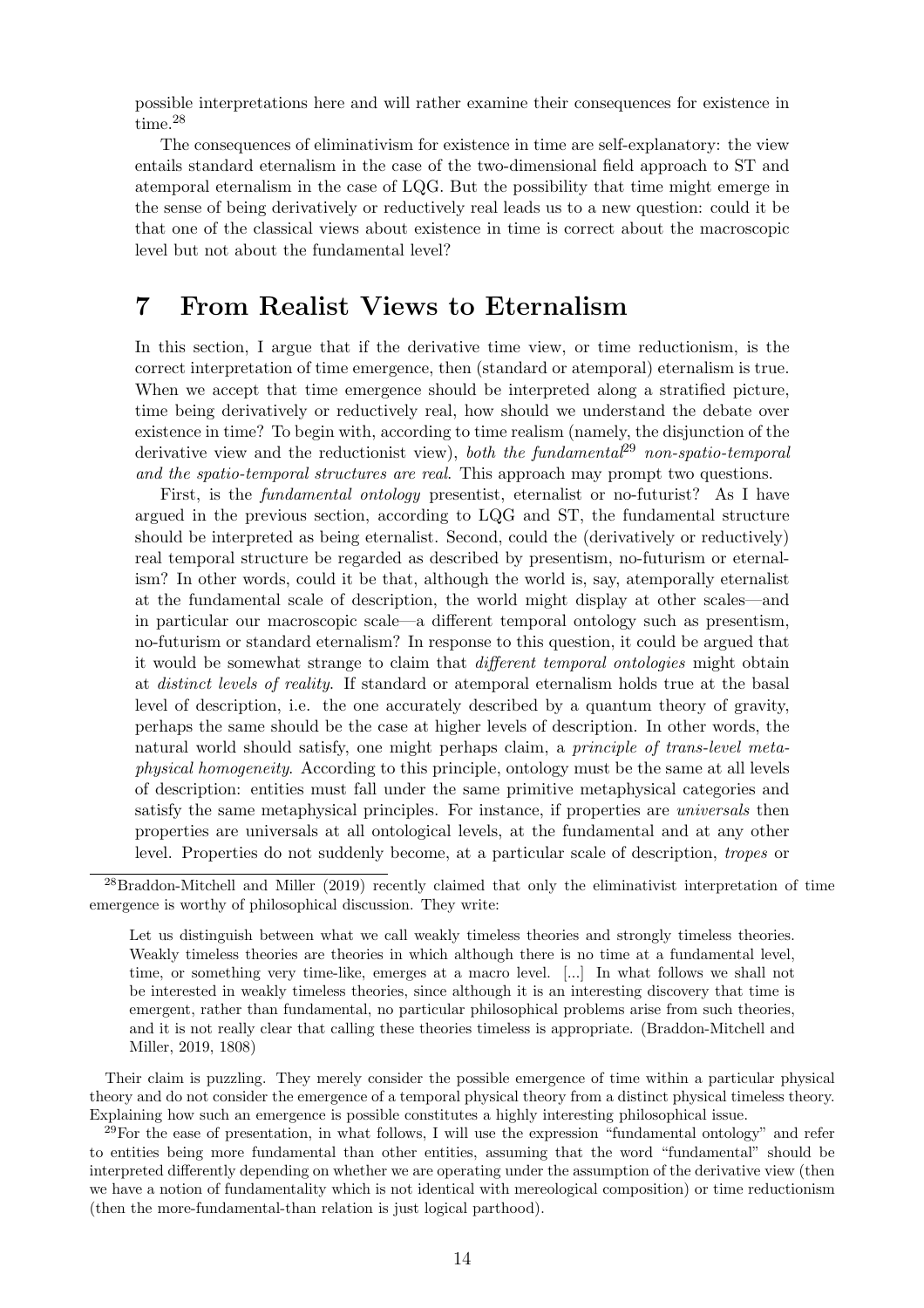possible interpretations here and will rather examine their consequences for existence in time.[28]

The consequences of eliminativism for existence in time are self-explanatory: the view entails standard eternalism in the case of the two-dimensional field approach to ST and atemporal eternalism in the case of LQG. But the possibility that time might emerge in the sense of being derivatively or reductively real leads us to a new question: could it be that one of the classical views about existence in time is correct about the macroscopic level but not about the fundamental level?

# 7 From Realist Views to Eternalism

In this section, I argue that if the derivative time view, or time reductionism, is the correct interpretation of time emergence, then (standard or atemporal) eternalism is true. When we accept that time emergence should be interpreted along a stratified picture, time being derivatively or reductively real, how should we understand the debate over existence in time? To begin with, according to time realism (namely, the disjunction of the derivative view and the reductionist view), *both the fundamental*[29] *non-spatio-temporal and the spatio-temporal structures are real*. This approach may prompt two questions.

First, is the *fundamental ontology* presentist, eternalist or no-futurist? As I have argued in the previous section, according to LQG and ST, the fundamental structure should be interpreted as being eternalist. Second, could the (derivatively or reductively) real temporal structure be regarded as described by presentism, no-futurism or eternalism? In other words, could it be that, although the world is, say, atemporally eternalist at the fundamental scale of description, the world might display at other scales—and in particular our macroscopic scale—a different temporal ontology such as presentism, no-futurism or standard eternalism? In response to this question, it could be argued that it would be somewhat strange to claim that *different temporal ontologies* might obtain at *distinct levels of reality*. If standard or atemporal eternalism holds true at the basal level of description, i.e. the one accurately described by a quantum theory of gravity, perhaps the same should be the case at higher levels of description. In other words, the natural world should satisfy, one might perhaps claim, a *principle of trans-level metaphysical homogeneity*. According to this principle, ontology must be the same at all levels of description: entities must fall under the same primitive metaphysical categories and satisfy the same metaphysical principles. For instance, if properties are *universals* then properties are universals at all ontological levels, at the fundamental and at any other level. Properties do not suddenly become, at a particular scale of description, *tropes* or

---

[28] Braddon-Mitchell and Miller (2019) recently claimed that only the eliminativist interpretation of time emergence is worthy of philosophical discussion. They write:

> Let us distinguish between what we call weakly timeless theories and strongly timeless theories. Weakly timeless theories are theories in which although there is no time at a fundamental level, time, or something very time-like, emerges at a macro level. [...] In what follows we shall not be interested in weakly timeless theories, since although it is an interesting discovery that time is emergent, rather than fundamental, no particular philosophical problems arise from such theories, and it is not really clear that calling these theories timeless is appropriate. (Braddon-Mitchell and Miller, 2019, 1808)

Their claim is puzzling. They merely consider the possible emergence of time within a particular physical theory and do not consider the emergence of a temporal physical theory from a distinct physical timeless theory. Explaining how such an emergence is possible constitutes a highly interesting philosophical issue.

[29] For the ease of presentation, in what follows, I will use the expression "fundamental ontology" and refer to entities being more fundamental than other entities, assuming that the word "fundamental" should be interpreted differently depending on whether we are operating under the assumption of the derivative view (then we have a notion of fundamentality which is not identical with mereological composition) or time reductionism (then the more-fundamental-than relation is just logical parthood).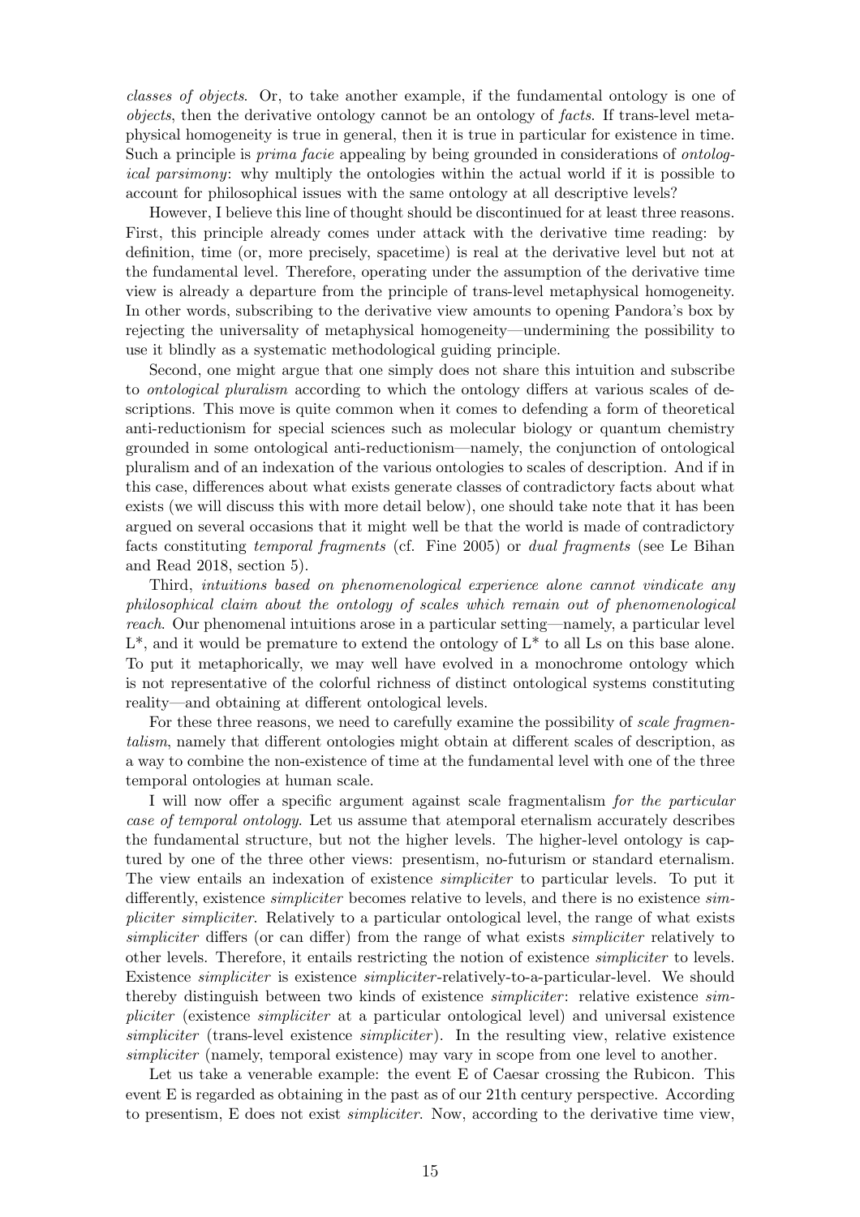*classes of objects*. Or, to take another example, if the fundamental ontology is one of *objects*, then the derivative ontology cannot be an ontology of *facts*. If trans-level metaphysical homogeneity is true in general, then it is true in particular for existence in time. Such a principle is *prima facie* appealing by being grounded in considerations of *ontological parsimony*: why multiply the ontologies within the actual world if it is possible to account for philosophical issues with the same ontology at all descriptive levels?

However, I believe this line of thought should be discontinued for at least three reasons. First, this principle already comes under attack with the derivative time reading: by definition, time (or, more precisely, spacetime) is real at the derivative level but not at the fundamental level. Therefore, operating under the assumption of the derivative time view is already a departure from the principle of trans-level metaphysical homogeneity. In other words, subscribing to the derivative view amounts to opening Pandora's box by rejecting the universality of metaphysical homogeneity—undermining the possibility to use it blindly as a systematic methodological guiding principle.

Second, one might argue that one simply does not share this intuition and subscribe to *ontological pluralism* according to which the ontology differs at various scales of descriptions. This move is quite common when it comes to defending a form of theoretical anti-reductionism for special sciences such as molecular biology or quantum chemistry grounded in some ontological anti-reductionism—namely, the conjunction of ontological pluralism and of an indexation of the various ontologies to scales of description. And if in this case, differences about what exists generate classes of contradictory facts about what exists (we will discuss this with more detail below), one should take note that it has been argued on several occasions that it might well be that the world is made of contradictory facts constituting *temporal fragments* (cf. Fine 2005) or *dual fragments* (see Le Bihan and Read 2018, section 5).

Third, *intuitions based on phenomenological experience alone cannot vindicate any philosophical claim about the ontology of scales which remain out of phenomenological reach*. Our phenomenal intuitions arose in a particular setting—namely, a particular level L\*, and it would be premature to extend the ontology of L\* to all Ls on this base alone. To put it metaphorically, we may well have evolved in a monochrome ontology which is not representative of the colorful richness of distinct ontological systems constituting reality—and obtaining at different ontological levels.

For these three reasons, we need to carefully examine the possibility of *scale fragmentalism*, namely that different ontologies might obtain at different scales of description, as a way to combine the non-existence of time at the fundamental level with one of the three temporal ontologies at human scale.

I will now offer a specific argument against scale fragmentalism *for the particular case of temporal ontology*. Let us assume that atemporal eternalism accurately describes the fundamental structure, but not the higher levels. The higher-level ontology is captured by one of the three other views: presentism, no-futurism or standard eternalism. The view entails an indexation of existence *simpliciter* to particular levels. To put it differently, existence *simpliciter* becomes relative to levels, and there is no existence *simpliciter simpliciter*. Relatively to a particular ontological level, the range of what exists *simpliciter* differs (or can differ) from the range of what exists *simpliciter* relatively to other levels. Therefore, it entails restricting the notion of existence *simpliciter* to levels. Existence *simpliciter* is existence *simpliciter*-relatively-to-a-particular-level. We should thereby distinguish between two kinds of existence *simpliciter*: relative existence *simpliciter* (existence *simpliciter* at a particular ontological level) and universal existence *simpliciter* (trans-level existence *simpliciter*). In the resulting view, relative existence *simpliciter* (namely, temporal existence) may vary in scope from one level to another.

Let us take a venerable example: the event E of Caesar crossing the Rubicon. This event E is regarded as obtaining in the past as of our 21th century perspective. According to presentism, E does not exist *simpliciter*. Now, according to the derivative time view,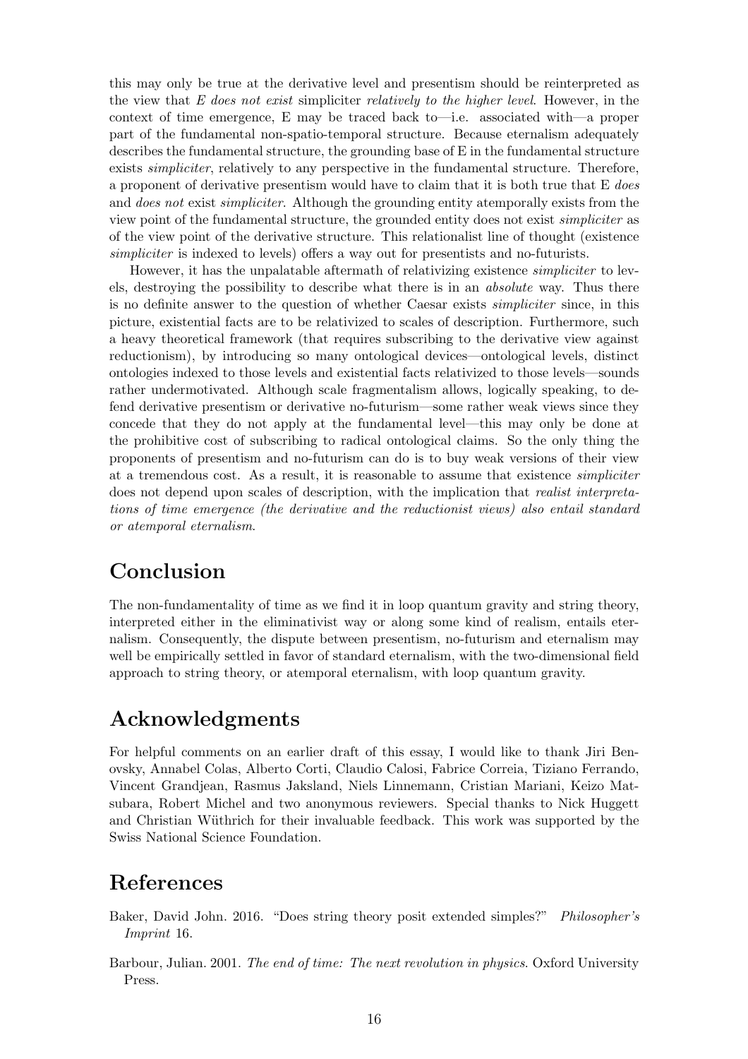this may only be true at the derivative level and presentism should be reinterpreted as the view that *E does not exist* simpliciter *relatively to the higher level*. However, in the context of time emergence, E may be traced back to—i.e. associated with—a proper part of the fundamental non-spatio-temporal structure. Because eternalism adequately describes the fundamental structure, the grounding base of E in the fundamental structure exists *simpliciter*, relatively to any perspective in the fundamental structure. Therefore, a proponent of derivative presentism would have to claim that it is both true that E *does* and *does not* exist *simpliciter*. Although the grounding entity atemporally exists from the view point of the fundamental structure, the grounded entity does not exist *simpliciter* as of the view point of the derivative structure. This relationalist line of thought (existence *simpliciter* is indexed to levels) offers a way out for presentists and no-futurists.

However, it has the unpalatable aftermath of relativizing existence *simpliciter* to levels, destroying the possibility to describe what there is in an *absolute* way. Thus there is no definite answer to the question of whether Caesar exists *simpliciter* since, in this picture, existential facts are to be relativized to scales of description. Furthermore, such a heavy theoretical framework (that requires subscribing to the derivative view against reductionism), by introducing so many ontological devices—ontological levels, distinct ontologies indexed to those levels and existential facts relativized to those levels—sounds rather undermotivated. Although scale fragmentalism allows, logically speaking, to defend derivative presentism or derivative no-futurism—some rather weak views since they concede that they do not apply at the fundamental level—this may only be done at the prohibitive cost of subscribing to radical ontological claims. So the only thing the proponents of presentism and no-futurism can do is to buy weak versions of their view at a tremendous cost. As a result, it is reasonable to assume that existence *simpliciter* does not depend upon scales of description, with the implication that *realist interpretations of time emergence (the derivative and the reductionist views) also entail standard or atemporal eternalism*.

# Conclusion

The non-fundamentality of time as we find it in loop quantum gravity and string theory, interpreted either in the eliminativist way or along some kind of realism, entails eternalism. Consequently, the dispute between presentism, no-futurism and eternalism may well be empirically settled in favor of standard eternalism, with the two-dimensional field approach to string theory, or atemporal eternalism, with loop quantum gravity.

# Acknowledgments

For helpful comments on an earlier draft of this essay, I would like to thank Jiri Benovsky, Annabel Colas, Alberto Corti, Claudio Calosi, Fabrice Correia, Tiziano Ferrando, Vincent Grandjean, Rasmus Jaksland, Niels Linnemann, Cristian Mariani, Keizo Matsubara, Robert Michel and two anonymous reviewers. Special thanks to Nick Huggett and Christian Wüthrich for their invaluable feedback. This work was supported by the Swiss National Science Foundation.

# References

Baker, David John. 2016. "Does string theory posit extended simples?" *Philosopher's Imprint* 16.

Barbour, Julian. 2001. *The end of time: The next revolution in physics*. Oxford University Press.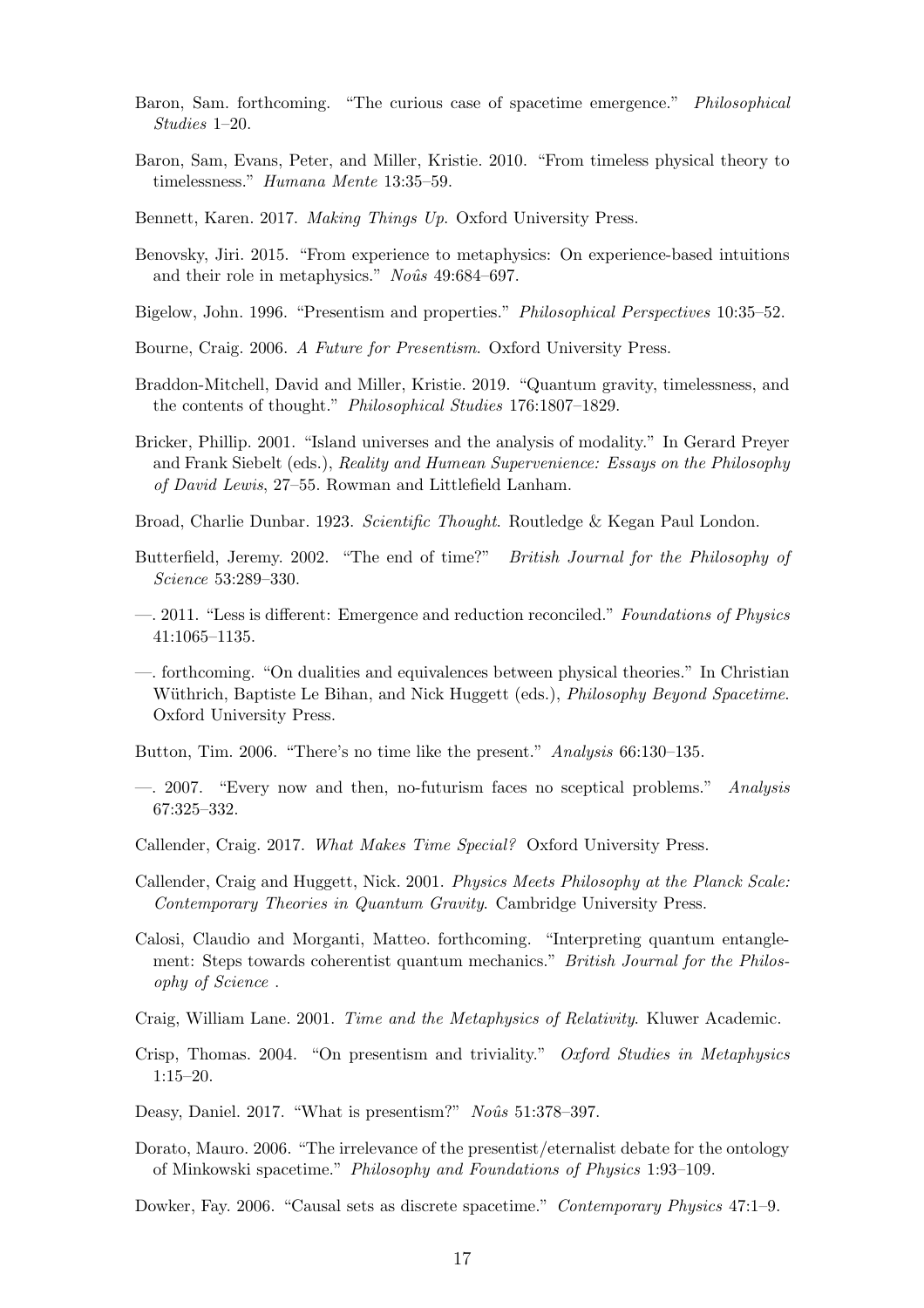Baron, Sam. forthcoming. "The curious case of spacetime emergence." *Philosophical Studies* 1–20.

Baron, Sam, Evans, Peter, and Miller, Kristie. 2010. "From timeless physical theory to timelessness." *Humana Mente* 13:35–59.

Bennett, Karen. 2017. *Making Things Up*. Oxford University Press.

Benovsky, Jiri. 2015. "From experience to metaphysics: On experience-based intuitions and their role in metaphysics." *Noûs* 49:684–697.

Bigelow, John. 1996. "Presentism and properties." *Philosophical Perspectives* 10:35–52.

Bourne, Craig. 2006. *A Future for Presentism*. Oxford University Press.

Braddon-Mitchell, David and Miller, Kristie. 2019. "Quantum gravity, timelessness, and the contents of thought." *Philosophical Studies* 176:1807–1829.

Bricker, Phillip. 2001. "Island universes and the analysis of modality." In Gerard Preyer and Frank Siebelt (eds.), *Reality and Humean Supervenience: Essays on the Philosophy of David Lewis*, 27–55. Rowman and Littlefield Lanham.

Broad, Charlie Dunbar. 1923. *Scientific Thought*. Routledge & Kegan Paul London.

Butterfield, Jeremy. 2002. "The end of time?" *British Journal for the Philosophy of Science* 53:289–330.

—. 2011. "Less is different: Emergence and reduction reconciled." *Foundations of Physics* 41:1065–1135.

—. forthcoming. "On dualities and equivalences between physical theories." In Christian Wüthrich, Baptiste Le Bihan, and Nick Huggett (eds.), *Philosophy Beyond Spacetime*. Oxford University Press.

Button, Tim. 2006. "There's no time like the present." *Analysis* 66:130–135.

—. 2007. "Every now and then, no-futurism faces no sceptical problems." *Analysis* 67:325–332.

Callender, Craig. 2017. *What Makes Time Special?* Oxford University Press.

Callender, Craig and Huggett, Nick. 2001. *Physics Meets Philosophy at the Planck Scale: Contemporary Theories in Quantum Gravity*. Cambridge University Press.

Calosi, Claudio and Morganti, Matteo. forthcoming. "Interpreting quantum entanglement: Steps towards coherentist quantum mechanics." *British Journal for the Philosophy of Science* .

Craig, William Lane. 2001. *Time and the Metaphysics of Relativity*. Kluwer Academic.

Crisp, Thomas. 2004. "On presentism and triviality." *Oxford Studies in Metaphysics* 1:15–20.

Deasy, Daniel. 2017. "What is presentism?" *Noûs* 51:378–397.

Dorato, Mauro. 2006. "The irrelevance of the presentist/eternalist debate for the ontology of Minkowski spacetime." *Philosophy and Foundations of Physics* 1:93–109.

Dowker, Fay. 2006. "Causal sets as discrete spacetime." *Contemporary Physics* 47:1–9.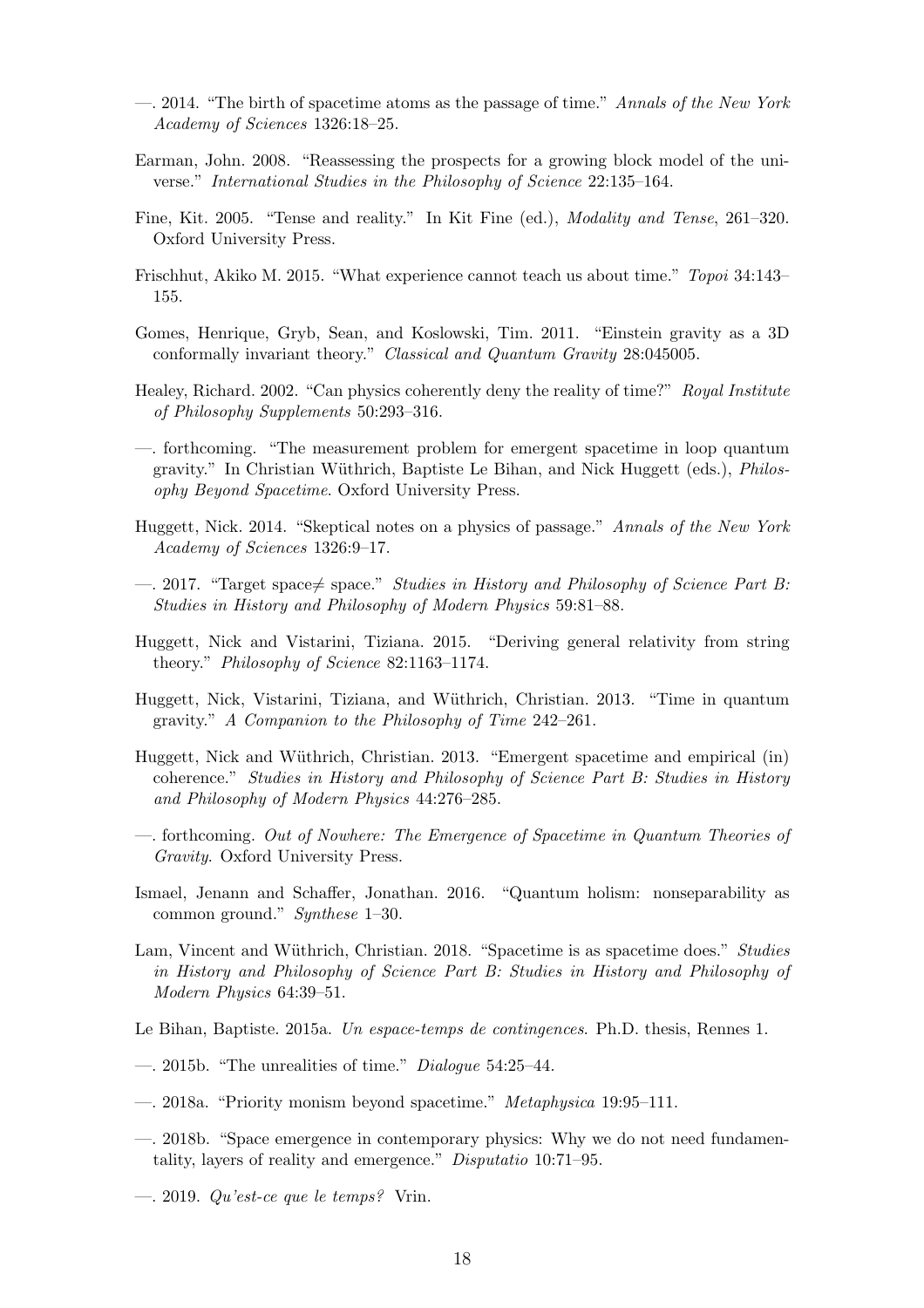—. 2014. "The birth of spacetime atoms as the passage of time." *Annals of the New York Academy of Sciences* 1326:18–25.

Earman, John. 2008. "Reassessing the prospects for a growing block model of the universe." *International Studies in the Philosophy of Science* 22:135–164.

Fine, Kit. 2005. "Tense and reality." In Kit Fine (ed.), *Modality and Tense*, 261–320. Oxford University Press.

Frischhut, Akiko M. 2015. "What experience cannot teach us about time." *Topoi* 34:143–155.

Gomes, Henrique, Gryb, Sean, and Koslowski, Tim. 2011. "Einstein gravity as a 3D conformally invariant theory." *Classical and Quantum Gravity* 28:045005.

Healey, Richard. 2002. "Can physics coherently deny the reality of time?" *Royal Institute of Philosophy Supplements* 50:293–316.

—. forthcoming. "The measurement problem for emergent spacetime in loop quantum gravity." In Christian Wüthrich, Baptiste Le Bihan, and Nick Huggett (eds.), *Philosophy Beyond Spacetime*. Oxford University Press.

Huggett, Nick. 2014. "Skeptical notes on a physics of passage." *Annals of the New York Academy of Sciences* 1326:9–17.

—. 2017. "Target space$\neq$ space." *Studies in History and Philosophy of Science Part B: Studies in History and Philosophy of Modern Physics* 59:81–88.

Huggett, Nick and Vistarini, Tiziana. 2015. "Deriving general relativity from string theory." *Philosophy of Science* 82:1163–1174.

Huggett, Nick, Vistarini, Tiziana, and Wüthrich, Christian. 2013. "Time in quantum gravity." *A Companion to the Philosophy of Time* 242–261.

Huggett, Nick and Wüthrich, Christian. 2013. "Emergent spacetime and empirical (in) coherence." *Studies in History and Philosophy of Science Part B: Studies in History and Philosophy of Modern Physics* 44:276–285.

—. forthcoming. *Out of Nowhere: The Emergence of Spacetime in Quantum Theories of Gravity*. Oxford University Press.

Ismael, Jenann and Schaffer, Jonathan. 2016. "Quantum holism: nonseparability as common ground." *Synthese* 1–30.

Lam, Vincent and Wüthrich, Christian. 2018. "Spacetime is as spacetime does." *Studies in History and Philosophy of Science Part B: Studies in History and Philosophy of Modern Physics* 64:39–51.

Le Bihan, Baptiste. 2015a. *Un espace-temps de contingences*. Ph.D. thesis, Rennes 1.

—. 2015b. "The unrealities of time." *Dialogue* 54:25–44.

—. 2018a. "Priority monism beyond spacetime." *Metaphysica* 19:95–111.

—. 2018b. "Space emergence in contemporary physics: Why we do not need fundamentality, layers of reality and emergence." *Disputatio* 10:71–95.

—. 2019. *Qu'est-ce que le temps?* Vrin.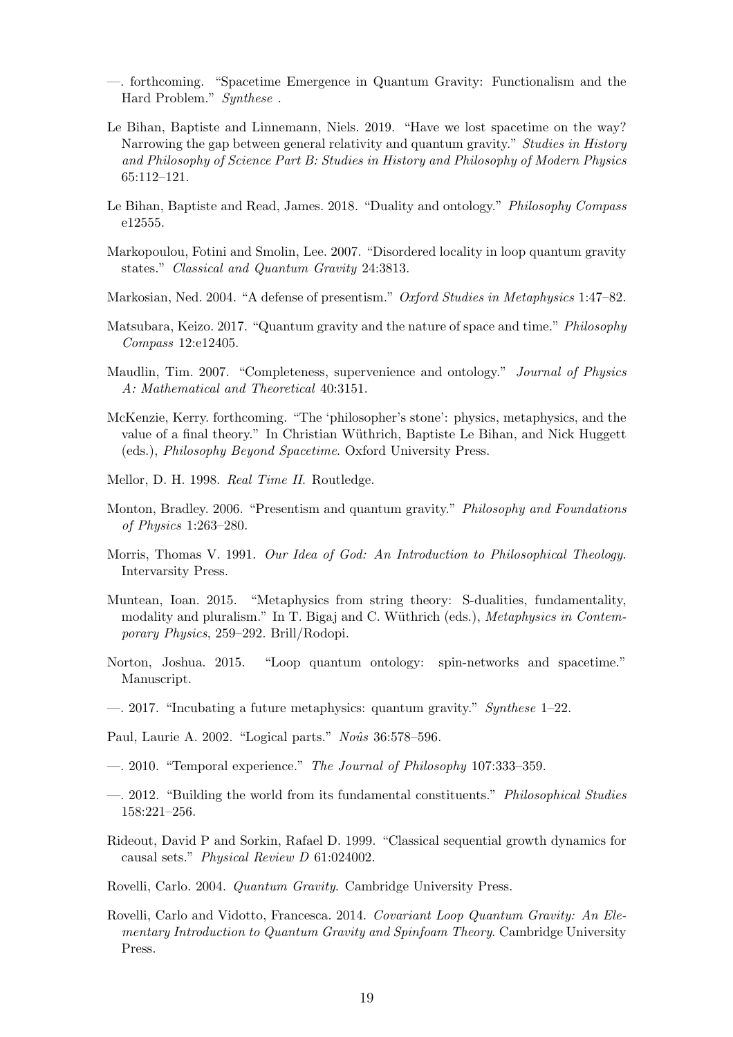—. forthcoming. "Spacetime Emergence in Quantum Gravity: Functionalism and the Hard Problem." *Synthese* .

Le Bihan, Baptiste and Linnemann, Niels. 2019. "Have we lost spacetime on the way? Narrowing the gap between general relativity and quantum gravity." *Studies in History and Philosophy of Science Part B: Studies in History and Philosophy of Modern Physics* 65:112–121.

Le Bihan, Baptiste and Read, James. 2018. "Duality and ontology." *Philosophy Compass* e12555.

Markopoulou, Fotini and Smolin, Lee. 2007. "Disordered locality in loop quantum gravity states." *Classical and Quantum Gravity* 24:3813.

Markosian, Ned. 2004. "A defense of presentism." *Oxford Studies in Metaphysics* 1:47–82.

Matsubara, Keizo. 2017. "Quantum gravity and the nature of space and time." *Philosophy Compass* 12:e12405.

Maudlin, Tim. 2007. "Completeness, supervenience and ontology." *Journal of Physics A: Mathematical and Theoretical* 40:3151.

McKenzie, Kerry. forthcoming. "The 'philosopher's stone': physics, metaphysics, and the value of a final theory." In Christian Wüthrich, Baptiste Le Bihan, and Nick Huggett (eds.), *Philosophy Beyond Spacetime*. Oxford University Press.

Mellor, D. H. 1998. *Real Time II*. Routledge.

Monton, Bradley. 2006. "Presentism and quantum gravity." *Philosophy and Foundations of Physics* 1:263–280.

Morris, Thomas V. 1991. *Our Idea of God: An Introduction to Philosophical Theology*. Intervarsity Press.

Muntean, Ioan. 2015. "Metaphysics from string theory: S-dualities, fundamentality, modality and pluralism." In T. Bigaj and C. Wüthrich (eds.), *Metaphysics in Contemporary Physics*, 259–292. Brill/Rodopi.

Norton, Joshua. 2015. "Loop quantum ontology: spin-networks and spacetime." Manuscript.

—. 2017. "Incubating a future metaphysics: quantum gravity." *Synthese* 1–22.

Paul, Laurie A. 2002. "Logical parts." *Noûs* 36:578–596.

—. 2010. "Temporal experience." *The Journal of Philosophy* 107:333–359.

—. 2012. "Building the world from its fundamental constituents." *Philosophical Studies* 158:221–256.

Rideout, David P and Sorkin, Rafael D. 1999. "Classical sequential growth dynamics for causal sets." *Physical Review D* 61:024002.

Rovelli, Carlo. 2004. *Quantum Gravity*. Cambridge University Press.

Rovelli, Carlo and Vidotto, Francesca. 2014. *Covariant Loop Quantum Gravity: An Elementary Introduction to Quantum Gravity and Spinfoam Theory*. Cambridge University Press.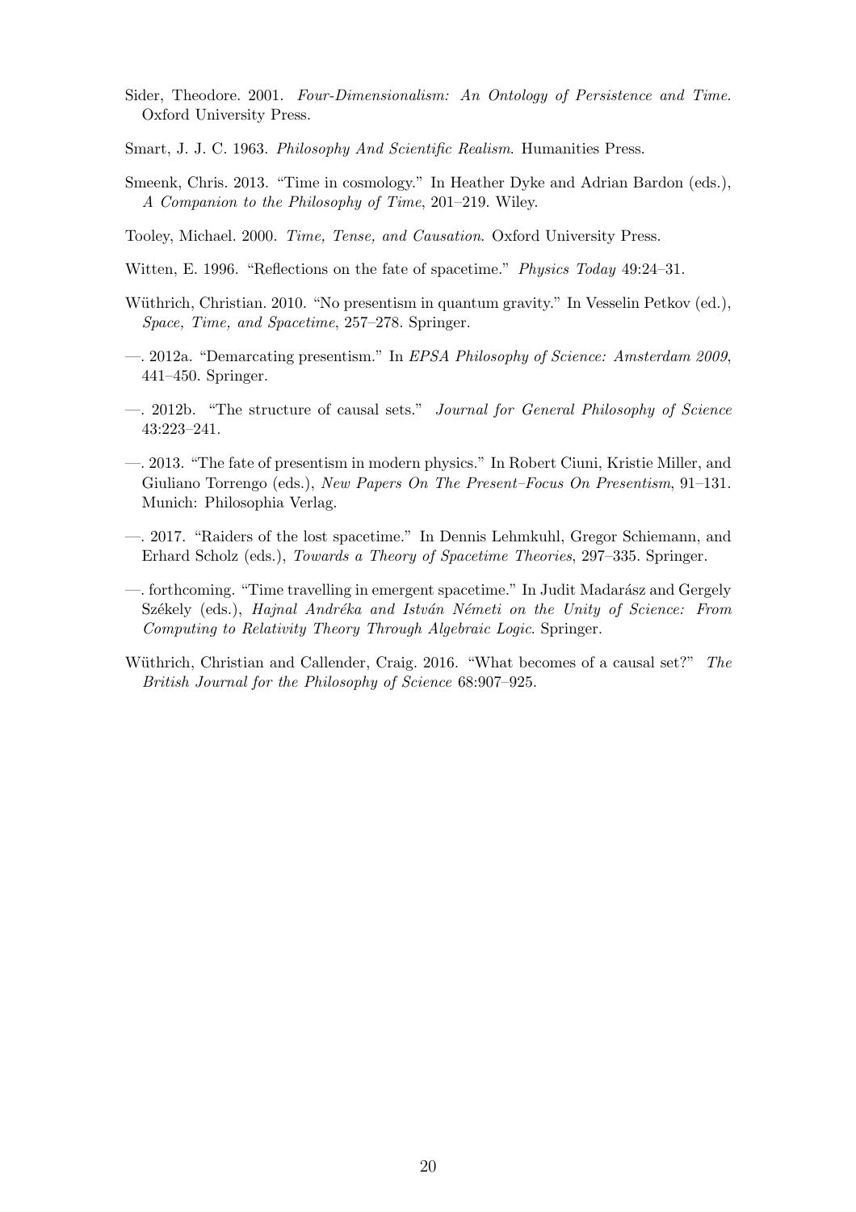Sider, Theodore. 2001. *Four-Dimensionalism: An Ontology of Persistence and Time*. Oxford University Press.

Smart, J. J. C. 1963. *Philosophy And Scientific Realism*. Humanities Press.

Smeenk, Chris. 2013. "Time in cosmology." In Heather Dyke and Adrian Bardon (eds.), *A Companion to the Philosophy of Time*, 201–219. Wiley.

Tooley, Michael. 2000. *Time, Tense, and Causation*. Oxford University Press.

Witten, E. 1996. "Reflections on the fate of spacetime." *Physics Today* 49:24–31.

Wüthrich, Christian. 2010. "No presentism in quantum gravity." In Vesselin Petkov (ed.), *Space, Time, and Spacetime*, 257–278. Springer.

—. 2012a. "Demarcating presentism." In *EPSA Philosophy of Science: Amsterdam 2009*, 441–450. Springer.

—. 2012b. "The structure of causal sets." *Journal for General Philosophy of Science* 43:223–241.

—. 2013. "The fate of presentism in modern physics." In Robert Ciuni, Kristie Miller, and Giuliano Torrengo (eds.), *New Papers On The Present–Focus On Presentism*, 91–131. Munich: Philosophia Verlag.

—. 2017. "Raiders of the lost spacetime." In Dennis Lehmkuhl, Gregor Schiemann, and Erhard Scholz (eds.), *Towards a Theory of Spacetime Theories*, 297–335. Springer.

—. forthcoming. "Time travelling in emergent spacetime." In Judit Madarász and Gergely Székely (eds.), *Hajnal Andréka and István Németi on the Unity of Science: From Computing to Relativity Theory Through Algebraic Logic*. Springer.

Wüthrich, Christian and Callender, Craig. 2016. "What becomes of a causal set?" *The British Journal for the Philosophy of Science* 68:907–925.